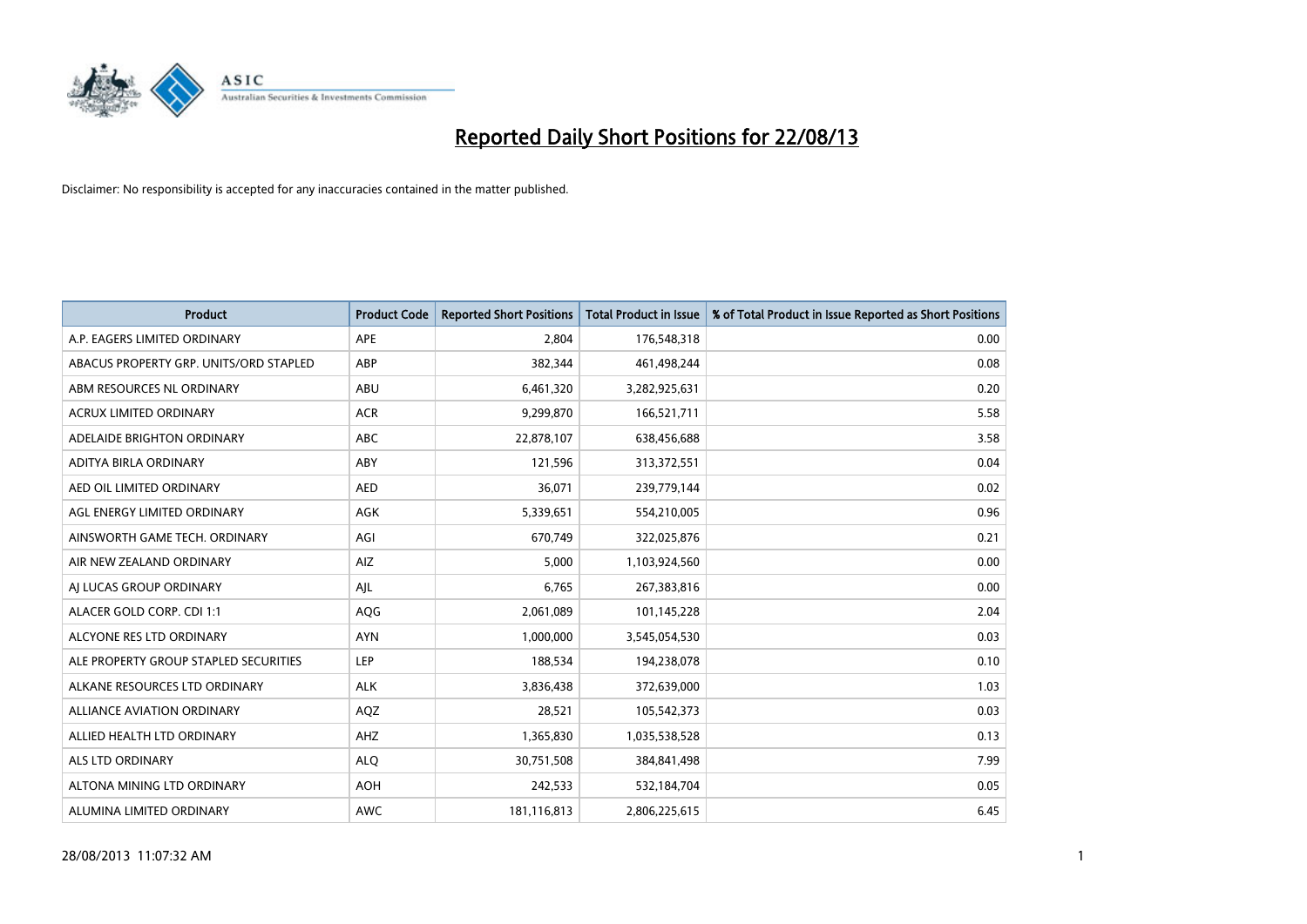# Reported Daily Short Positions for 22/08/13

Disclaimer: No responsibility is accepted for any inaccuracies contained in the matter published.

| Product | Product Code | Reported Short Positions | Total Product in Issue | % of Total Product in Issue Reported as Short Positions |
|---|---|---|---|---|
| A.P. EAGERS LIMITED ORDINARY | APE | 2,804 | 176,548,318 | 0.00 |
| ABACUS PROPERTY GRP. UNITS/ORD STAPLED | ABP | 382,344 | 461,498,244 | 0.08 |
| ABM RESOURCES NL ORDINARY | ABU | 6,461,320 | 3,282,925,631 | 0.20 |
| ACRUX LIMITED ORDINARY | ACR | 9,299,870 | 166,521,711 | 5.58 |
| ADELAIDE BRIGHTON ORDINARY | ABC | 22,878,107 | 638,456,688 | 3.58 |
| ADITYA BIRLA ORDINARY | ABY | 121,596 | 313,372,551 | 0.04 |
| AED OIL LIMITED ORDINARY | AED | 36,071 | 239,779,144 | 0.02 |
| AGL ENERGY LIMITED ORDINARY | AGK | 5,339,651 | 554,210,005 | 0.96 |
| AINSWORTH GAME TECH. ORDINARY | AGI | 670,749 | 322,025,876 | 0.21 |
| AIR NEW ZEALAND ORDINARY | AIZ | 5,000 | 1,103,924,560 | 0.00 |
| AJ LUCAS GROUP ORDINARY | AJL | 6,765 | 267,383,816 | 0.00 |
| ALACER GOLD CORP. CDI 1:1 | AQG | 2,061,089 | 101,145,228 | 2.04 |
| ALCYONE RES LTD ORDINARY | AYN | 1,000,000 | 3,545,054,530 | 0.03 |
| ALE PROPERTY GROUP STAPLED SECURITIES | LEP | 188,534 | 194,238,078 | 0.10 |
| ALKANE RESOURCES LTD ORDINARY | ALK | 3,836,438 | 372,639,000 | 1.03 |
| ALLIANCE AVIATION ORDINARY | AQZ | 28,521 | 105,542,373 | 0.03 |
| ALLIED HEALTH LTD ORDINARY | AHZ | 1,365,830 | 1,035,538,528 | 0.13 |
| ALS LTD ORDINARY | ALQ | 30,751,508 | 384,841,498 | 7.99 |
| ALTONA MINING LTD ORDINARY | AOH | 242,533 | 532,184,704 | 0.05 |
| ALUMINA LIMITED ORDINARY | AWC | 181,116,813 | 2,806,225,615 | 6.45 |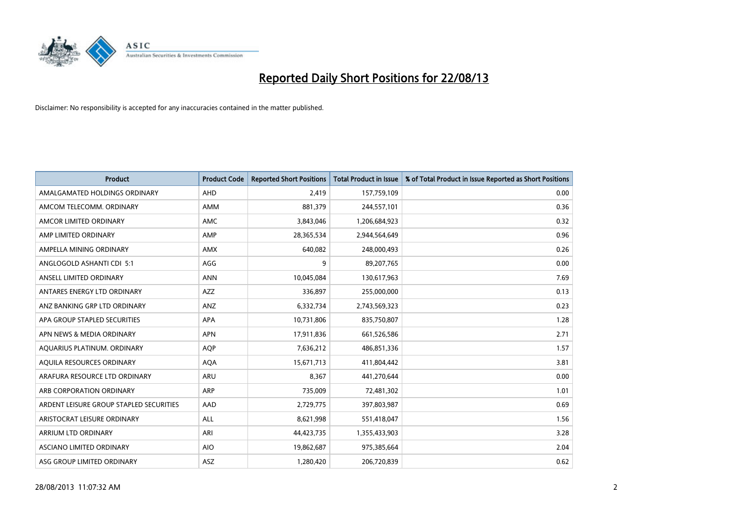# Reported Daily Short Positions for 22/08/13

Disclaimer: No responsibility is accepted for any inaccuracies contained in the matter published.

| Product | Product Code | Reported Short Positions | Total Product in Issue | % of Total Product in Issue Reported as Short Positions |
|---|---|---|---|---|
| AMALGAMATED HOLDINGS ORDINARY | AHD | 2,419 | 157,759,109 | 0.00 |
| AMCOM TELECOMM. ORDINARY | AMM | 881,379 | 244,557,101 | 0.36 |
| AMCOR LIMITED ORDINARY | AMC | 3,843,046 | 1,206,684,923 | 0.32 |
| AMP LIMITED ORDINARY | AMP | 28,365,534 | 2,944,564,649 | 0.96 |
| AMPELLA MINING ORDINARY | AMX | 640,082 | 248,000,493 | 0.26 |
| ANGLOGOLD ASHANTI CDI 5:1 | AGG | 9 | 89,207,765 | 0.00 |
| ANSELL LIMITED ORDINARY | ANN | 10,045,084 | 130,617,963 | 7.69 |
| ANTARES ENERGY LTD ORDINARY | AZZ | 336,897 | 255,000,000 | 0.13 |
| ANZ BANKING GRP LTD ORDINARY | ANZ | 6,332,734 | 2,743,569,323 | 0.23 |
| APA GROUP STAPLED SECURITIES | APA | 10,731,806 | 835,750,807 | 1.28 |
| APN NEWS & MEDIA ORDINARY | APN | 17,911,836 | 661,526,586 | 2.71 |
| AQUARIUS PLATINUM. ORDINARY | AQP | 7,636,212 | 486,851,336 | 1.57 |
| AQUILA RESOURCES ORDINARY | AQA | 15,671,713 | 411,804,442 | 3.81 |
| ARAFURA RESOURCE LTD ORDINARY | ARU | 8,367 | 441,270,644 | 0.00 |
| ARB CORPORATION ORDINARY | ARP | 735,009 | 72,481,302 | 1.01 |
| ARDENT LEISURE GROUP STAPLED SECURITIES | AAD | 2,729,775 | 397,803,987 | 0.69 |
| ARISTOCRAT LEISURE ORDINARY | ALL | 8,621,998 | 551,418,047 | 1.56 |
| ARRIUM LTD ORDINARY | ARI | 44,423,735 | 1,355,433,903 | 3.28 |
| ASCIANO LIMITED ORDINARY | AIO | 19,862,687 | 975,385,664 | 2.04 |
| ASG GROUP LIMITED ORDINARY | ASZ | 1,280,420 | 206,720,839 | 0.62 |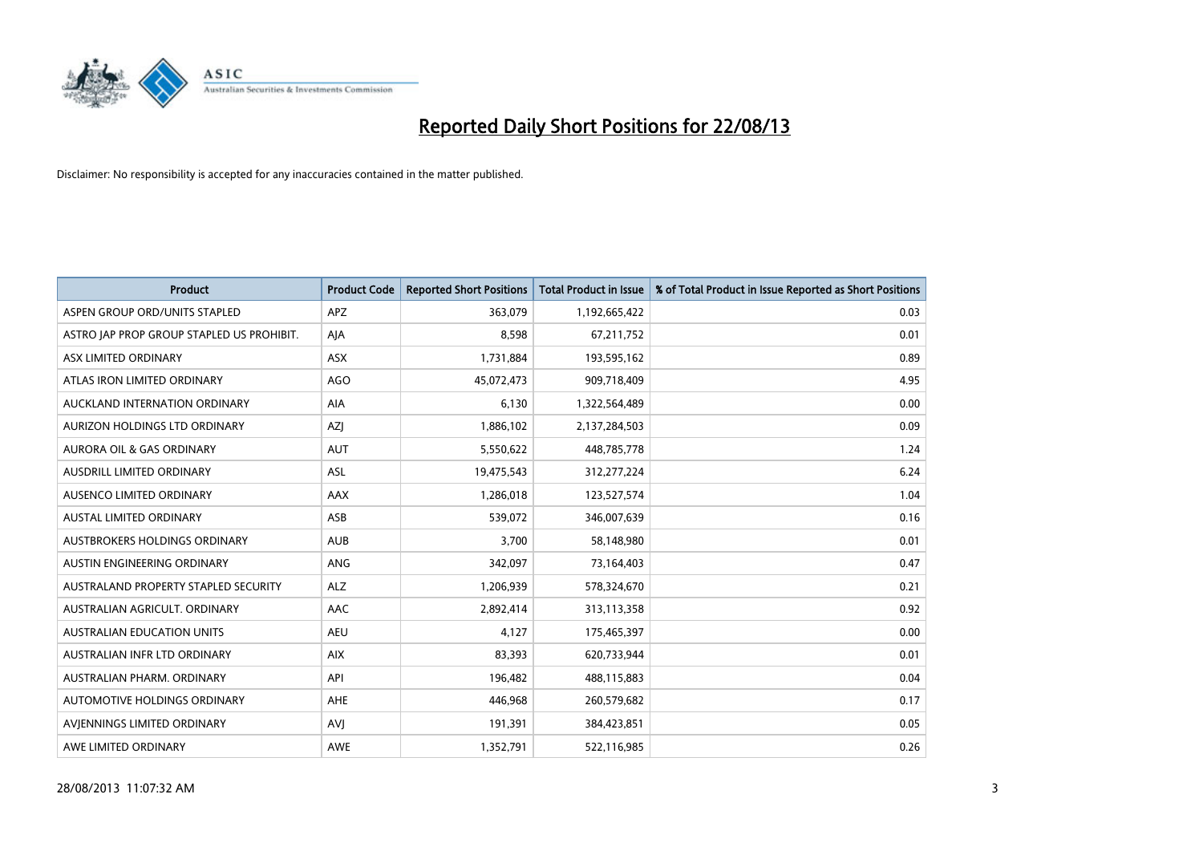# Reported Daily Short Positions for 22/08/13

Disclaimer: No responsibility is accepted for any inaccuracies contained in the matter published.

| Product | Product Code | Reported Short Positions | Total Product in Issue | % of Total Product in Issue Reported as Short Positions |
|---|---|---|---|---|
| ASPEN GROUP ORD/UNITS STAPLED | APZ | 363,079 | 1,192,665,422 | 0.03 |
| ASTRO JAP PROP GROUP STAPLED US PROHIBIT. | AJA | 8,598 | 67,211,752 | 0.01 |
| ASX LIMITED ORDINARY | ASX | 1,731,884 | 193,595,162 | 0.89 |
| ATLAS IRON LIMITED ORDINARY | AGO | 45,072,473 | 909,718,409 | 4.95 |
| AUCKLAND INTERNATION ORDINARY | AIA | 6,130 | 1,322,564,489 | 0.00 |
| AURIZON HOLDINGS LTD ORDINARY | AZJ | 1,886,102 | 2,137,284,503 | 0.09 |
| AURORA OIL & GAS ORDINARY | AUT | 5,550,622 | 448,785,778 | 1.24 |
| AUSDRILL LIMITED ORDINARY | ASL | 19,475,543 | 312,277,224 | 6.24 |
| AUSENCO LIMITED ORDINARY | AAX | 1,286,018 | 123,527,574 | 1.04 |
| AUSTAL LIMITED ORDINARY | ASB | 539,072 | 346,007,639 | 0.16 |
| AUSTBROKERS HOLDINGS ORDINARY | AUB | 3,700 | 58,148,980 | 0.01 |
| AUSTIN ENGINEERING ORDINARY | ANG | 342,097 | 73,164,403 | 0.47 |
| AUSTRALAND PROPERTY STAPLED SECURITY | ALZ | 1,206,939 | 578,324,670 | 0.21 |
| AUSTRALIAN AGRICULT. ORDINARY | AAC | 2,892,414 | 313,113,358 | 0.92 |
| AUSTRALIAN EDUCATION UNITS | AEU | 4,127 | 175,465,397 | 0.00 |
| AUSTRALIAN INFR LTD ORDINARY | AIX | 83,393 | 620,733,944 | 0.01 |
| AUSTRALIAN PHARM. ORDINARY | API | 196,482 | 488,115,883 | 0.04 |
| AUTOMOTIVE HOLDINGS ORDINARY | AHE | 446,968 | 260,579,682 | 0.17 |
| AVJENNINGS LIMITED ORDINARY | AVJ | 191,391 | 384,423,851 | 0.05 |
| AWE LIMITED ORDINARY | AWE | 1,352,791 | 522,116,985 | 0.26 |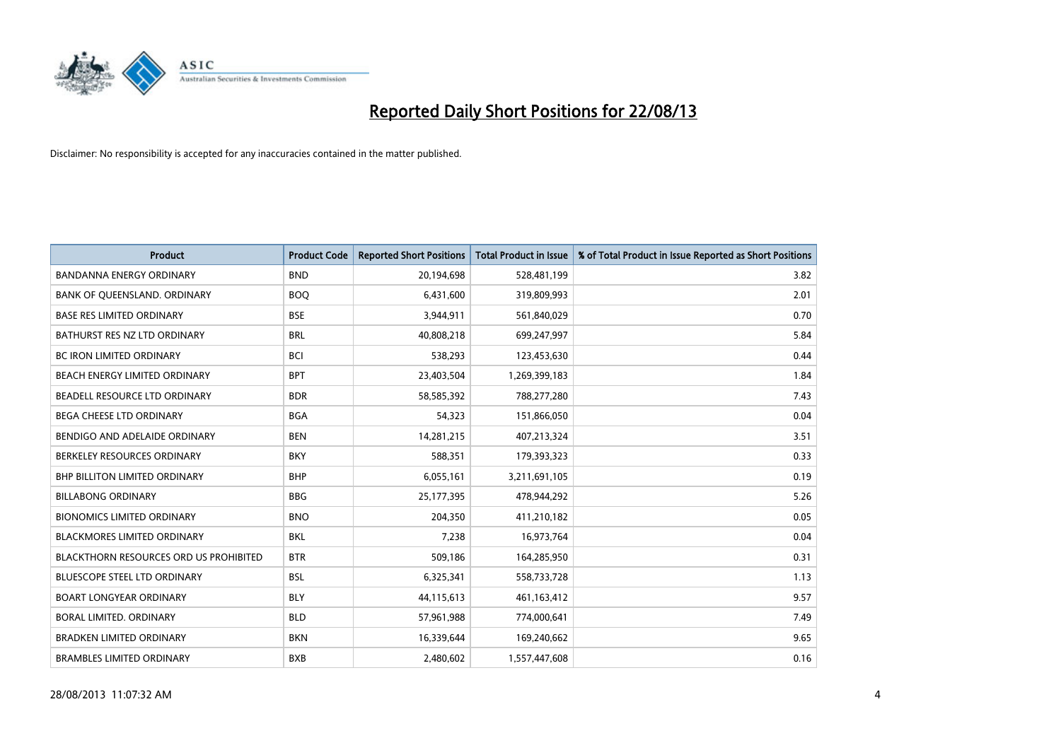# Reported Daily Short Positions for 22/08/13

Disclaimer: No responsibility is accepted for any inaccuracies contained in the matter published.

| Product | Product Code | Reported Short Positions | Total Product in Issue | % of Total Product in Issue Reported as Short Positions |
|---|---|---|---|---|
| BANDANNA ENERGY ORDINARY | BND | 20,194,698 | 528,481,199 | 3.82 |
| BANK OF QUEENSLAND. ORDINARY | BOQ | 6,431,600 | 319,809,993 | 2.01 |
| BASE RES LIMITED ORDINARY | BSE | 3,944,911 | 561,840,029 | 0.70 |
| BATHURST RES NZ LTD ORDINARY | BRL | 40,808,218 | 699,247,997 | 5.84 |
| BC IRON LIMITED ORDINARY | BCI | 538,293 | 123,453,630 | 0.44 |
| BEACH ENERGY LIMITED ORDINARY | BPT | 23,403,504 | 1,269,399,183 | 1.84 |
| BEADELL RESOURCE LTD ORDINARY | BDR | 58,585,392 | 788,277,280 | 7.43 |
| BEGA CHEESE LTD ORDINARY | BGA | 54,323 | 151,866,050 | 0.04 |
| BENDIGO AND ADELAIDE ORDINARY | BEN | 14,281,215 | 407,213,324 | 3.51 |
| BERKELEY RESOURCES ORDINARY | BKY | 588,351 | 179,393,323 | 0.33 |
| BHP BILLITON LIMITED ORDINARY | BHP | 6,055,161 | 3,211,691,105 | 0.19 |
| BILLABONG ORDINARY | BBG | 25,177,395 | 478,944,292 | 5.26 |
| BIONOMICS LIMITED ORDINARY | BNO | 204,350 | 411,210,182 | 0.05 |
| BLACKMORES LIMITED ORDINARY | BKL | 7,238 | 16,973,764 | 0.04 |
| BLACKTHORN RESOURCES ORD US PROHIBITED | BTR | 509,186 | 164,285,950 | 0.31 |
| BLUESCOPE STEEL LTD ORDINARY | BSL | 6,325,341 | 558,733,728 | 1.13 |
| BOART LONGYEAR ORDINARY | BLY | 44,115,613 | 461,163,412 | 9.57 |
| BORAL LIMITED. ORDINARY | BLD | 57,961,988 | 774,000,641 | 7.49 |
| BRADKEN LIMITED ORDINARY | BKN | 16,339,644 | 169,240,662 | 9.65 |
| BRAMBLES LIMITED ORDINARY | BXB | 2,480,602 | 1,557,447,608 | 0.16 |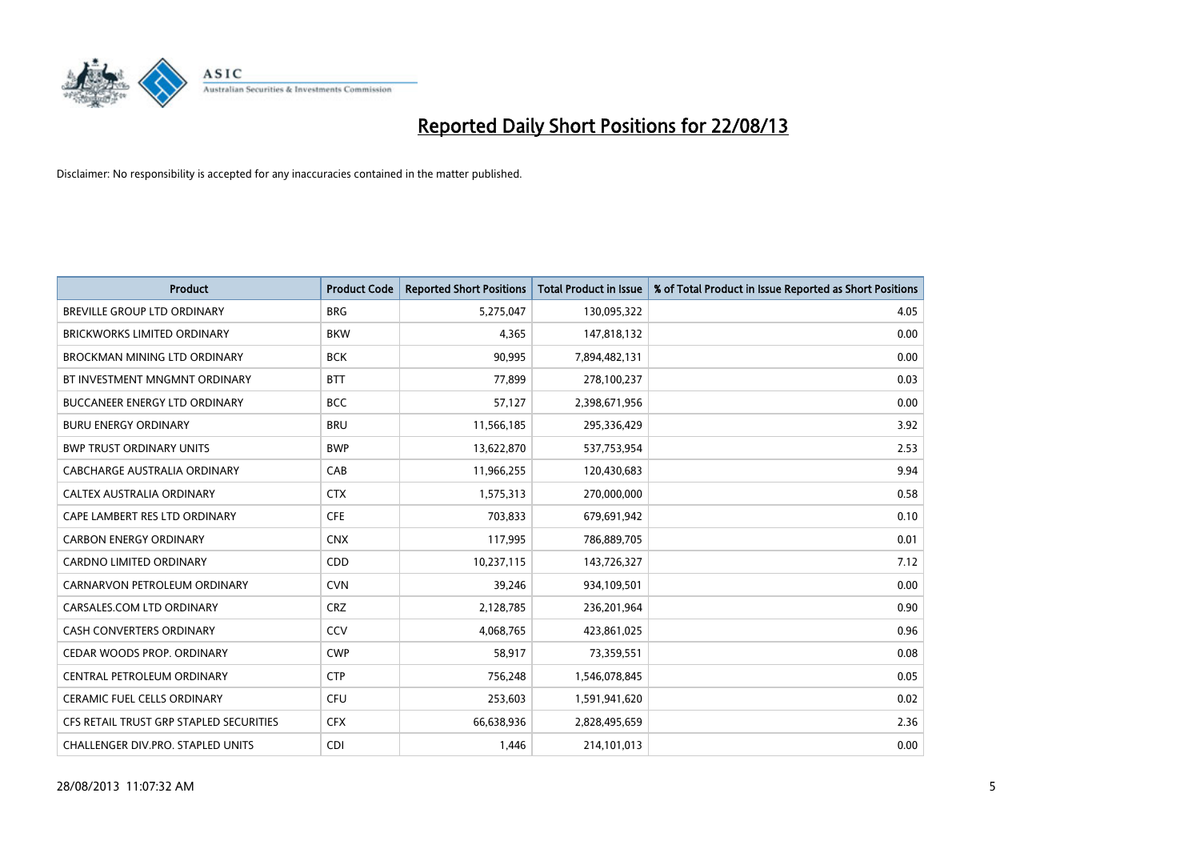# Reported Daily Short Positions for 22/08/13

Disclaimer: No responsibility is accepted for any inaccuracies contained in the matter published.

| Product | Product Code | Reported Short Positions | Total Product in Issue | % of Total Product in Issue Reported as Short Positions |
|---|---|---|---|---|
| BREVILLE GROUP LTD ORDINARY | BRG | 5,275,047 | 130,095,322 | 4.05 |
| BRICKWORKS LIMITED ORDINARY | BKW | 4,365 | 147,818,132 | 0.00 |
| BROCKMAN MINING LTD ORDINARY | BCK | 90,995 | 7,894,482,131 | 0.00 |
| BT INVESTMENT MNGMNT ORDINARY | BTT | 77,899 | 278,100,237 | 0.03 |
| BUCCANEER ENERGY LTD ORDINARY | BCC | 57,127 | 2,398,671,956 | 0.00 |
| BURU ENERGY ORDINARY | BRU | 11,566,185 | 295,336,429 | 3.92 |
| BWP TRUST ORDINARY UNITS | BWP | 13,622,870 | 537,753,954 | 2.53 |
| CABCHARGE AUSTRALIA ORDINARY | CAB | 11,966,255 | 120,430,683 | 9.94 |
| CALTEX AUSTRALIA ORDINARY | CTX | 1,575,313 | 270,000,000 | 0.58 |
| CAPE LAMBERT RES LTD ORDINARY | CFE | 703,833 | 679,691,942 | 0.10 |
| CARBON ENERGY ORDINARY | CNX | 117,995 | 786,889,705 | 0.01 |
| CARDNO LIMITED ORDINARY | CDD | 10,237,115 | 143,726,327 | 7.12 |
| CARNARVON PETROLEUM ORDINARY | CVN | 39,246 | 934,109,501 | 0.00 |
| CARSALES.COM LTD ORDINARY | CRZ | 2,128,785 | 236,201,964 | 0.90 |
| CASH CONVERTERS ORDINARY | CCV | 4,068,765 | 423,861,025 | 0.96 |
| CEDAR WOODS PROP. ORDINARY | CWP | 58,917 | 73,359,551 | 0.08 |
| CENTRAL PETROLEUM ORDINARY | CTP | 756,248 | 1,546,078,845 | 0.05 |
| CERAMIC FUEL CELLS ORDINARY | CFU | 253,603 | 1,591,941,620 | 0.02 |
| CFS RETAIL TRUST GRP STAPLED SECURITIES | CFX | 66,638,936 | 2,828,495,659 | 2.36 |
| CHALLENGER DIV.PRO. STAPLED UNITS | CDI | 1,446 | 214,101,013 | 0.00 |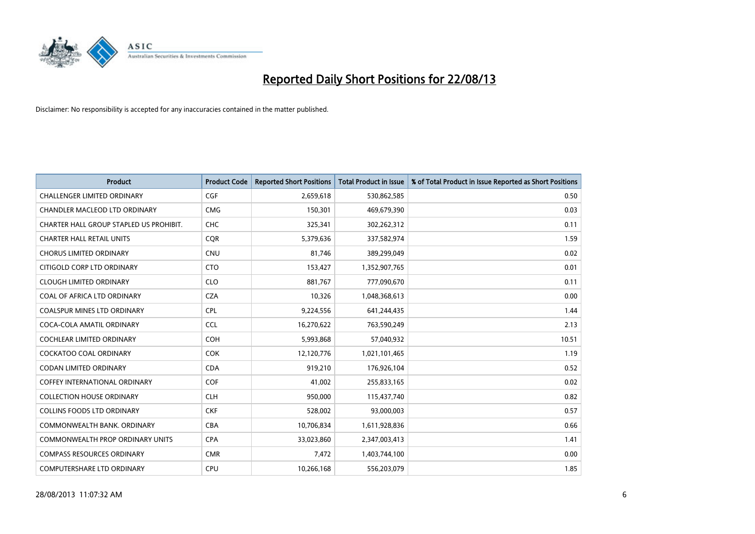# Reported Daily Short Positions for 22/08/13

Disclaimer: No responsibility is accepted for any inaccuracies contained in the matter published.

| Product | Product Code | Reported Short Positions | Total Product in Issue | % of Total Product in Issue Reported as Short Positions |
|---|---|---|---|---|
| CHALLENGER LIMITED ORDINARY | CGF | 2,659,618 | 530,862,585 | 0.50 |
| CHANDLER MACLEOD LTD ORDINARY | CMG | 150,301 | 469,679,390 | 0.03 |
| CHARTER HALL GROUP STAPLED US PROHIBIT. | CHC | 325,341 | 302,262,312 | 0.11 |
| CHARTER HALL RETAIL UNITS | CQR | 5,379,636 | 337,582,974 | 1.59 |
| CHORUS LIMITED ORDINARY | CNU | 81,746 | 389,299,049 | 0.02 |
| CITIGOLD CORP LTD ORDINARY | CTO | 153,427 | 1,352,907,765 | 0.01 |
| CLOUGH LIMITED ORDINARY | CLO | 881,767 | 777,090,670 | 0.11 |
| COAL OF AFRICA LTD ORDINARY | CZA | 10,326 | 1,048,368,613 | 0.00 |
| COALSPUR MINES LTD ORDINARY | CPL | 9,224,556 | 641,244,435 | 1.44 |
| COCA-COLA AMATIL ORDINARY | CCL | 16,270,622 | 763,590,249 | 2.13 |
| COCHLEAR LIMITED ORDINARY | COH | 5,993,868 | 57,040,932 | 10.51 |
| COCKATOO COAL ORDINARY | COK | 12,120,776 | 1,021,101,465 | 1.19 |
| CODAN LIMITED ORDINARY | CDA | 919,210 | 176,926,104 | 0.52 |
| COFFEY INTERNATIONAL ORDINARY | COF | 41,002 | 255,833,165 | 0.02 |
| COLLECTION HOUSE ORDINARY | CLH | 950,000 | 115,437,740 | 0.82 |
| COLLINS FOODS LTD ORDINARY | CKF | 528,002 | 93,000,003 | 0.57 |
| COMMONWEALTH BANK. ORDINARY | CBA | 10,706,834 | 1,611,928,836 | 0.66 |
| COMMONWEALTH PROP ORDINARY UNITS | CPA | 33,023,860 | 2,347,003,413 | 1.41 |
| COMPASS RESOURCES ORDINARY | CMR | 7,472 | 1,403,744,100 | 0.00 |
| COMPUTERSHARE LTD ORDINARY | CPU | 10,266,168 | 556,203,079 | 1.85 |

28/08/2013 11:07:32 AM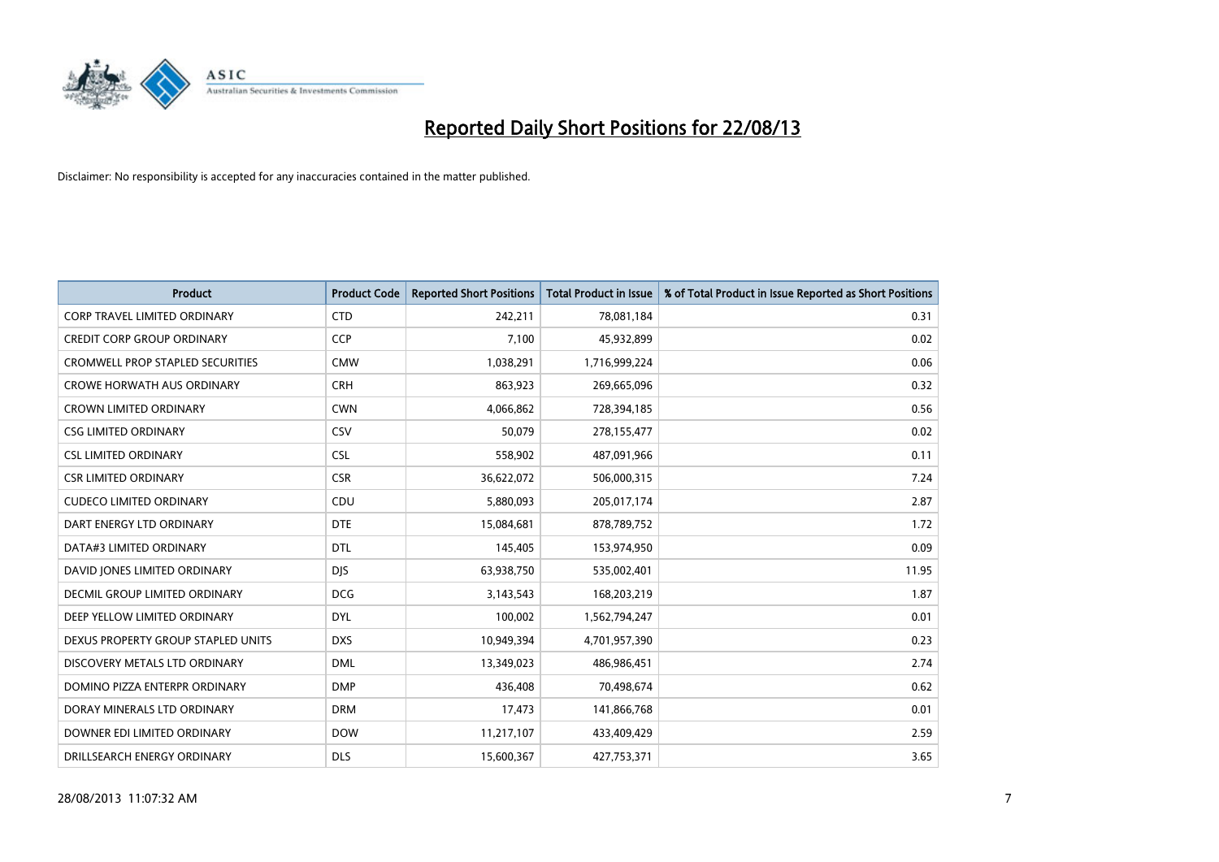# Reported Daily Short Positions for 22/08/13

Disclaimer: No responsibility is accepted for any inaccuracies contained in the matter published.

| Product | Product Code | Reported Short Positions | Total Product in Issue | % of Total Product in Issue Reported as Short Positions |
|---|---|---|---|---|
| CORP TRAVEL LIMITED ORDINARY | CTD | 242,211 | 78,081,184 | 0.31 |
| CREDIT CORP GROUP ORDINARY | CCP | 7,100 | 45,932,899 | 0.02 |
| CROMWELL PROP STAPLED SECURITIES | CMW | 1,038,291 | 1,716,999,224 | 0.06 |
| CROWE HORWATH AUS ORDINARY | CRH | 863,923 | 269,665,096 | 0.32 |
| CROWN LIMITED ORDINARY | CWN | 4,066,862 | 728,394,185 | 0.56 |
| CSG LIMITED ORDINARY | CSV | 50,079 | 278,155,477 | 0.02 |
| CSL LIMITED ORDINARY | CSL | 558,902 | 487,091,966 | 0.11 |
| CSR LIMITED ORDINARY | CSR | 36,622,072 | 506,000,315 | 7.24 |
| CUDECO LIMITED ORDINARY | CDU | 5,880,093 | 205,017,174 | 2.87 |
| DART ENERGY LTD ORDINARY | DTE | 15,084,681 | 878,789,752 | 1.72 |
| DATA#3 LIMITED ORDINARY | DTL | 145,405 | 153,974,950 | 0.09 |
| DAVID JONES LIMITED ORDINARY | DJS | 63,938,750 | 535,002,401 | 11.95 |
| DECMIL GROUP LIMITED ORDINARY | DCG | 3,143,543 | 168,203,219 | 1.87 |
| DEEP YELLOW LIMITED ORDINARY | DYL | 100,002 | 1,562,794,247 | 0.01 |
| DEXUS PROPERTY GROUP STAPLED UNITS | DXS | 10,949,394 | 4,701,957,390 | 0.23 |
| DISCOVERY METALS LTD ORDINARY | DML | 13,349,023 | 486,986,451 | 2.74 |
| DOMINO PIZZA ENTERPR ORDINARY | DMP | 436,408 | 70,498,674 | 0.62 |
| DORAY MINERALS LTD ORDINARY | DRM | 17,473 | 141,866,768 | 0.01 |
| DOWNER EDI LIMITED ORDINARY | DOW | 11,217,107 | 433,409,429 | 2.59 |
| DRILLSEARCH ENERGY ORDINARY | DLS | 15,600,367 | 427,753,371 | 3.65 |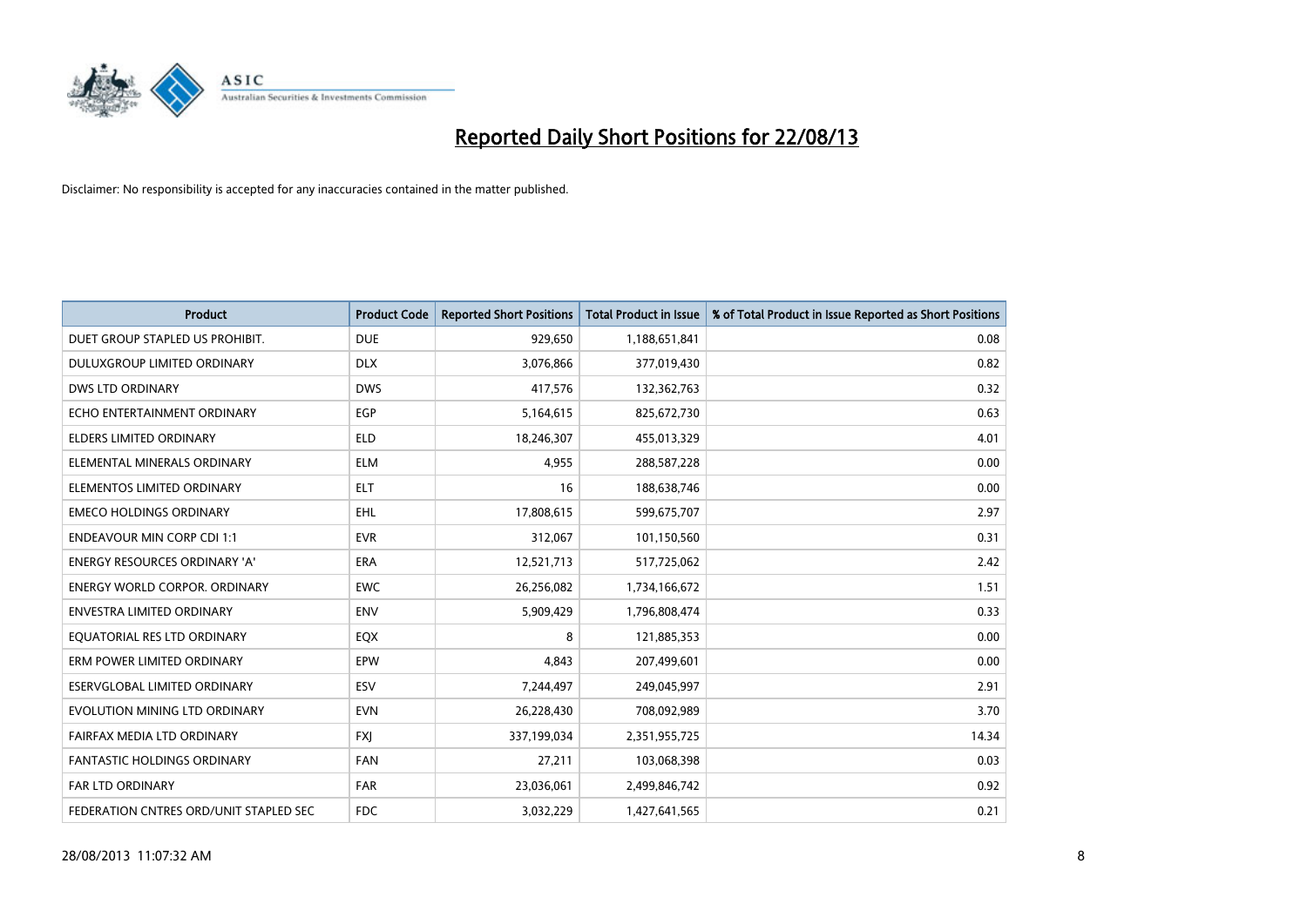# Reported Daily Short Positions for 22/08/13

Disclaimer: No responsibility is accepted for any inaccuracies contained in the matter published.

| Product | Product Code | Reported Short Positions | Total Product in Issue | % of Total Product in Issue Reported as Short Positions |
|---|---|---|---|---|
| DUET GROUP STAPLED US PROHIBIT. | DUE | 929,650 | 1,188,651,841 | 0.08 |
| DULUXGROUP LIMITED ORDINARY | DLX | 3,076,866 | 377,019,430 | 0.82 |
| DWS LTD ORDINARY | DWS | 417,576 | 132,362,763 | 0.32 |
| ECHO ENTERTAINMENT ORDINARY | EGP | 5,164,615 | 825,672,730 | 0.63 |
| ELDERS LIMITED ORDINARY | ELD | 18,246,307 | 455,013,329 | 4.01 |
| ELEMENTAL MINERALS ORDINARY | ELM | 4,955 | 288,587,228 | 0.00 |
| ELEMENTOS LIMITED ORDINARY | ELT | 16 | 188,638,746 | 0.00 |
| EMECO HOLDINGS ORDINARY | EHL | 17,808,615 | 599,675,707 | 2.97 |
| ENDEAVOUR MIN CORP CDI 1:1 | EVR | 312,067 | 101,150,560 | 0.31 |
| ENERGY RESOURCES ORDINARY 'A' | ERA | 12,521,713 | 517,725,062 | 2.42 |
| ENERGY WORLD CORPOR. ORDINARY | EWC | 26,256,082 | 1,734,166,672 | 1.51 |
| ENVESTRA LIMITED ORDINARY | ENV | 5,909,429 | 1,796,808,474 | 0.33 |
| EQUATORIAL RES LTD ORDINARY | EQX | 8 | 121,885,353 | 0.00 |
| ERM POWER LIMITED ORDINARY | EPW | 4,843 | 207,499,601 | 0.00 |
| ESERVGLOBAL LIMITED ORDINARY | ESV | 7,244,497 | 249,045,997 | 2.91 |
| EVOLUTION MINING LTD ORDINARY | EVN | 26,228,430 | 708,092,989 | 3.70 |
| FAIRFAX MEDIA LTD ORDINARY | FXJ | 337,199,034 | 2,351,955,725 | 14.34 |
| FANTASTIC HOLDINGS ORDINARY | FAN | 27,211 | 103,068,398 | 0.03 |
| FAR LTD ORDINARY | FAR | 23,036,061 | 2,499,846,742 | 0.92 |
| FEDERATION CNTRES ORD/UNIT STAPLED SEC | FDC | 3,032,229 | 1,427,641,565 | 0.21 |

28/08/2013 11:07:32 AM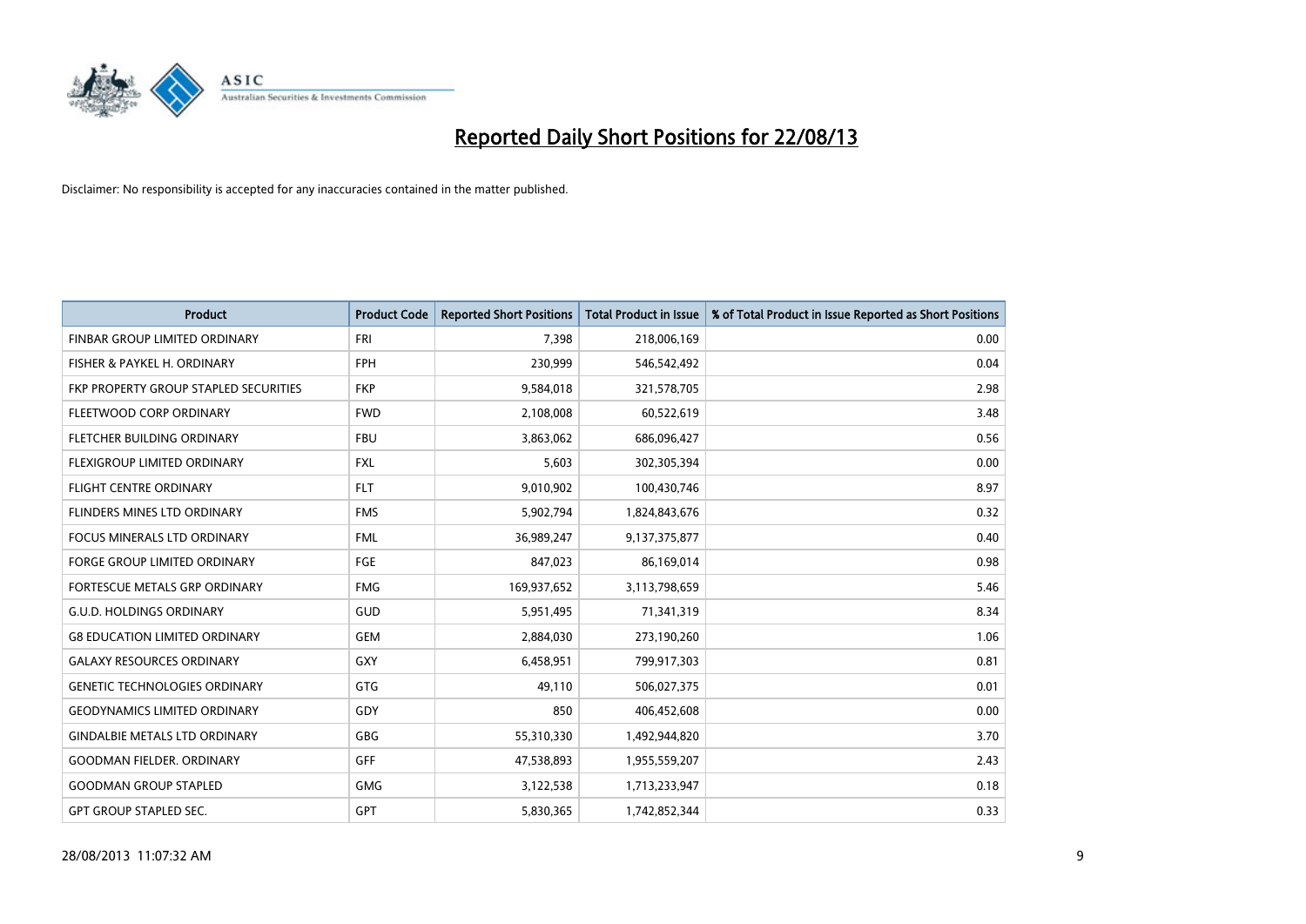# Reported Daily Short Positions for 22/08/13

Disclaimer: No responsibility is accepted for any inaccuracies contained in the matter published.

| Product | Product Code | Reported Short Positions | Total Product in Issue | % of Total Product in Issue Reported as Short Positions |
|---|---|---|---|---|
| FINBAR GROUP LIMITED ORDINARY | FRI | 7,398 | 218,006,169 | 0.00 |
| FISHER & PAYKEL H. ORDINARY | FPH | 230,999 | 546,542,492 | 0.04 |
| FKP PROPERTY GROUP STAPLED SECURITIES | FKP | 9,584,018 | 321,578,705 | 2.98 |
| FLEETWOOD CORP ORDINARY | FWD | 2,108,008 | 60,522,619 | 3.48 |
| FLETCHER BUILDING ORDINARY | FBU | 3,863,062 | 686,096,427 | 0.56 |
| FLEXIGROUP LIMITED ORDINARY | FXL | 5,603 | 302,305,394 | 0.00 |
| FLIGHT CENTRE ORDINARY | FLT | 9,010,902 | 100,430,746 | 8.97 |
| FLINDERS MINES LTD ORDINARY | FMS | 5,902,794 | 1,824,843,676 | 0.32 |
| FOCUS MINERALS LTD ORDINARY | FML | 36,989,247 | 9,137,375,877 | 0.40 |
| FORGE GROUP LIMITED ORDINARY | FGE | 847,023 | 86,169,014 | 0.98 |
| FORTESCUE METALS GRP ORDINARY | FMG | 169,937,652 | 3,113,798,659 | 5.46 |
| G.U.D. HOLDINGS ORDINARY | GUD | 5,951,495 | 71,341,319 | 8.34 |
| G8 EDUCATION LIMITED ORDINARY | GEM | 2,884,030 | 273,190,260 | 1.06 |
| GALAXY RESOURCES ORDINARY | GXY | 6,458,951 | 799,917,303 | 0.81 |
| GENETIC TECHNOLOGIES ORDINARY | GTG | 49,110 | 506,027,375 | 0.01 |
| GEODYNAMICS LIMITED ORDINARY | GDY | 850 | 406,452,608 | 0.00 |
| GINDALBIE METALS LTD ORDINARY | GBG | 55,310,330 | 1,492,944,820 | 3.70 |
| GOODMAN FIELDER. ORDINARY | GFF | 47,538,893 | 1,955,559,207 | 2.43 |
| GOODMAN GROUP STAPLED | GMG | 3,122,538 | 1,713,233,947 | 0.18 |
| GPT GROUP STAPLED SEC. | GPT | 5,830,365 | 1,742,852,344 | 0.33 |

28/08/2013 11:07:32 AM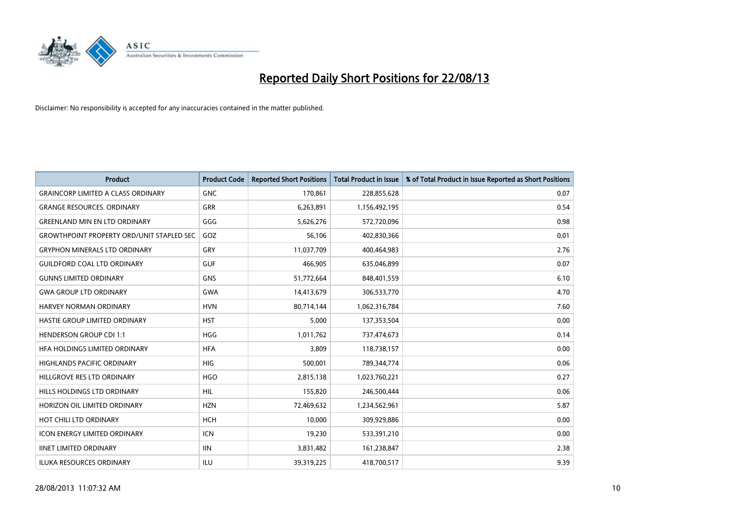# Reported Daily Short Positions for 22/08/13

Disclaimer: No responsibility is accepted for any inaccuracies contained in the matter published.

| Product | Product Code | Reported Short Positions | Total Product in Issue | % of Total Product in Issue Reported as Short Positions |
|---|---|---|---|---|
| GRAINCORP LIMITED A CLASS ORDINARY | GNC | 170,861 | 228,855,628 | 0.07 |
| GRANGE RESOURCES. ORDINARY | GRR | 6,263,891 | 1,156,492,195 | 0.54 |
| GREENLAND MIN EN LTD ORDINARY | GGG | 5,626,276 | 572,720,096 | 0.98 |
| GROWTHPOINT PROPERTY ORD/UNIT STAPLED SEC | GOZ | 56,106 | 402,830,366 | 0.01 |
| GRYPHON MINERALS LTD ORDINARY | GRY | 11,037,709 | 400,464,983 | 2.76 |
| GUILDFORD COAL LTD ORDINARY | GUF | 466,905 | 635,046,899 | 0.07 |
| GUNNS LIMITED ORDINARY | GNS | 51,772,664 | 848,401,559 | 6.10 |
| GWA GROUP LTD ORDINARY | GWA | 14,413,679 | 306,533,770 | 4.70 |
| HARVEY NORMAN ORDINARY | HVN | 80,714,144 | 1,062,316,784 | 7.60 |
| HASTIE GROUP LIMITED ORDINARY | HST | 5,000 | 137,353,504 | 0.00 |
| HENDERSON GROUP CDI 1:1 | HGG | 1,011,762 | 737,474,673 | 0.14 |
| HFA HOLDINGS LIMITED ORDINARY | HFA | 3,809 | 118,738,157 | 0.00 |
| HIGHLANDS PACIFIC ORDINARY | HIG | 500,001 | 789,344,774 | 0.06 |
| HILLGROVE RES LTD ORDINARY | HGO | 2,815,138 | 1,023,760,221 | 0.27 |
| HILLS HOLDINGS LTD ORDINARY | HIL | 155,820 | 246,500,444 | 0.06 |
| HORIZON OIL LIMITED ORDINARY | HZN | 72,469,632 | 1,234,562,961 | 5.87 |
| HOT CHILI LTD ORDINARY | HCH | 10,000 | 309,929,886 | 0.00 |
| ICON ENERGY LIMITED ORDINARY | ICN | 19,230 | 533,391,210 | 0.00 |
| IINET LIMITED ORDINARY | IIN | 3,831,482 | 161,238,847 | 2.38 |
| ILUKA RESOURCES ORDINARY | ILU | 39,319,225 | 418,700,517 | 9.39 |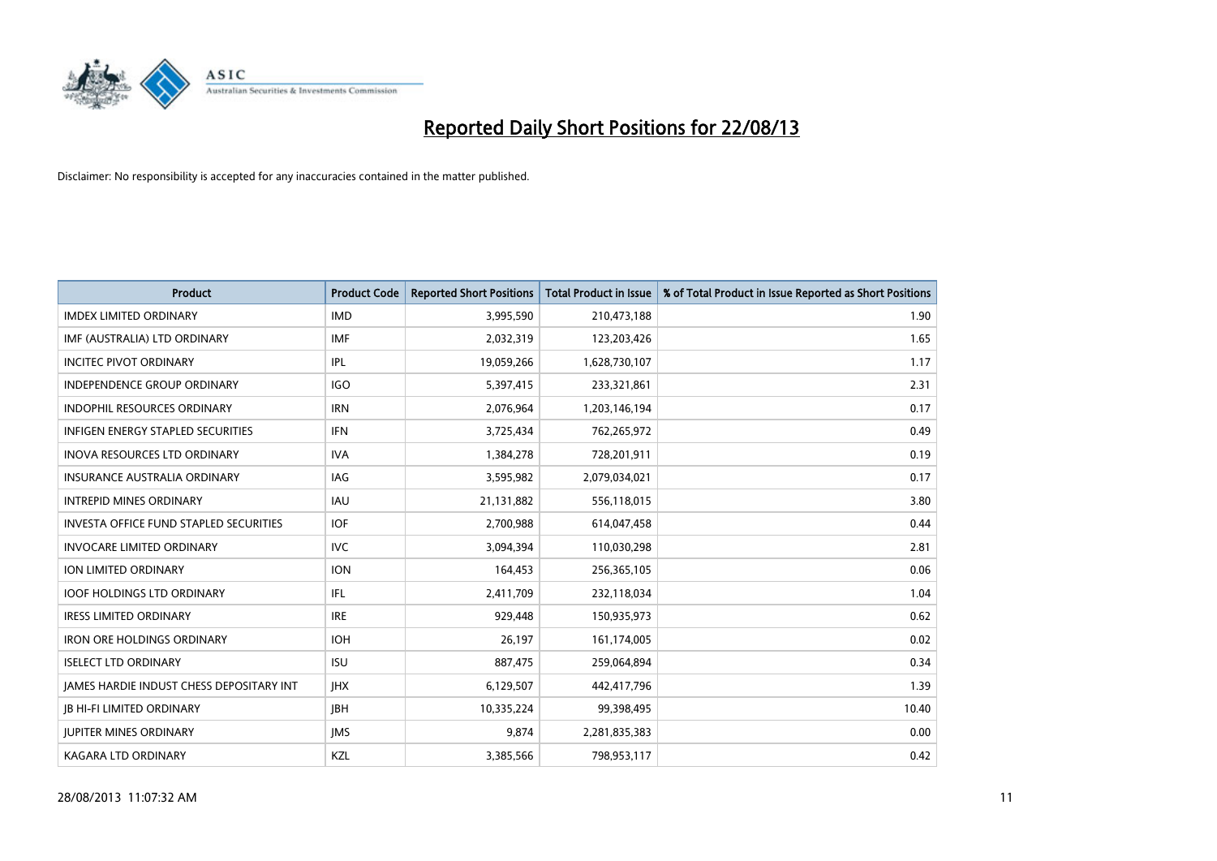# Reported Daily Short Positions for 22/08/13

Disclaimer: No responsibility is accepted for any inaccuracies contained in the matter published.

| Product | Product Code | Reported Short Positions | Total Product in Issue | % of Total Product in Issue Reported as Short Positions |
|---|---|---|---|---|
| IMDEX LIMITED ORDINARY | IMD | 3,995,590 | 210,473,188 | 1.90 |
| IMF (AUSTRALIA) LTD ORDINARY | IMF | 2,032,319 | 123,203,426 | 1.65 |
| INCITEC PIVOT ORDINARY | IPL | 19,059,266 | 1,628,730,107 | 1.17 |
| INDEPENDENCE GROUP ORDINARY | IGO | 5,397,415 | 233,321,861 | 2.31 |
| INDOPHIL RESOURCES ORDINARY | IRN | 2,076,964 | 1,203,146,194 | 0.17 |
| INFIGEN ENERGY STAPLED SECURITIES | IFN | 3,725,434 | 762,265,972 | 0.49 |
| INOVA RESOURCES LTD ORDINARY | IVA | 1,384,278 | 728,201,911 | 0.19 |
| INSURANCE AUSTRALIA ORDINARY | IAG | 3,595,982 | 2,079,034,021 | 0.17 |
| INTREPID MINES ORDINARY | IAU | 21,131,882 | 556,118,015 | 3.80 |
| INVESTA OFFICE FUND STAPLED SECURITIES | IOF | 2,700,988 | 614,047,458 | 0.44 |
| INVOCARE LIMITED ORDINARY | IVC | 3,094,394 | 110,030,298 | 2.81 |
| ION LIMITED ORDINARY | ION | 164,453 | 256,365,105 | 0.06 |
| IOOF HOLDINGS LTD ORDINARY | IFL | 2,411,709 | 232,118,034 | 1.04 |
| IRESS LIMITED ORDINARY | IRE | 929,448 | 150,935,973 | 0.62 |
| IRON ORE HOLDINGS ORDINARY | IOH | 26,197 | 161,174,005 | 0.02 |
| ISELECT LTD ORDINARY | ISU | 887,475 | 259,064,894 | 0.34 |
| JAMES HARDIE INDUST CHESS DEPOSITARY INT | JHX | 6,129,507 | 442,417,796 | 1.39 |
| JB HI-FI LIMITED ORDINARY | JBH | 10,335,224 | 99,398,495 | 10.40 |
| JUPITER MINES ORDINARY | JMS | 9,874 | 2,281,835,383 | 0.00 |
| KAGARA LTD ORDINARY | KZL | 3,385,566 | 798,953,117 | 0.42 |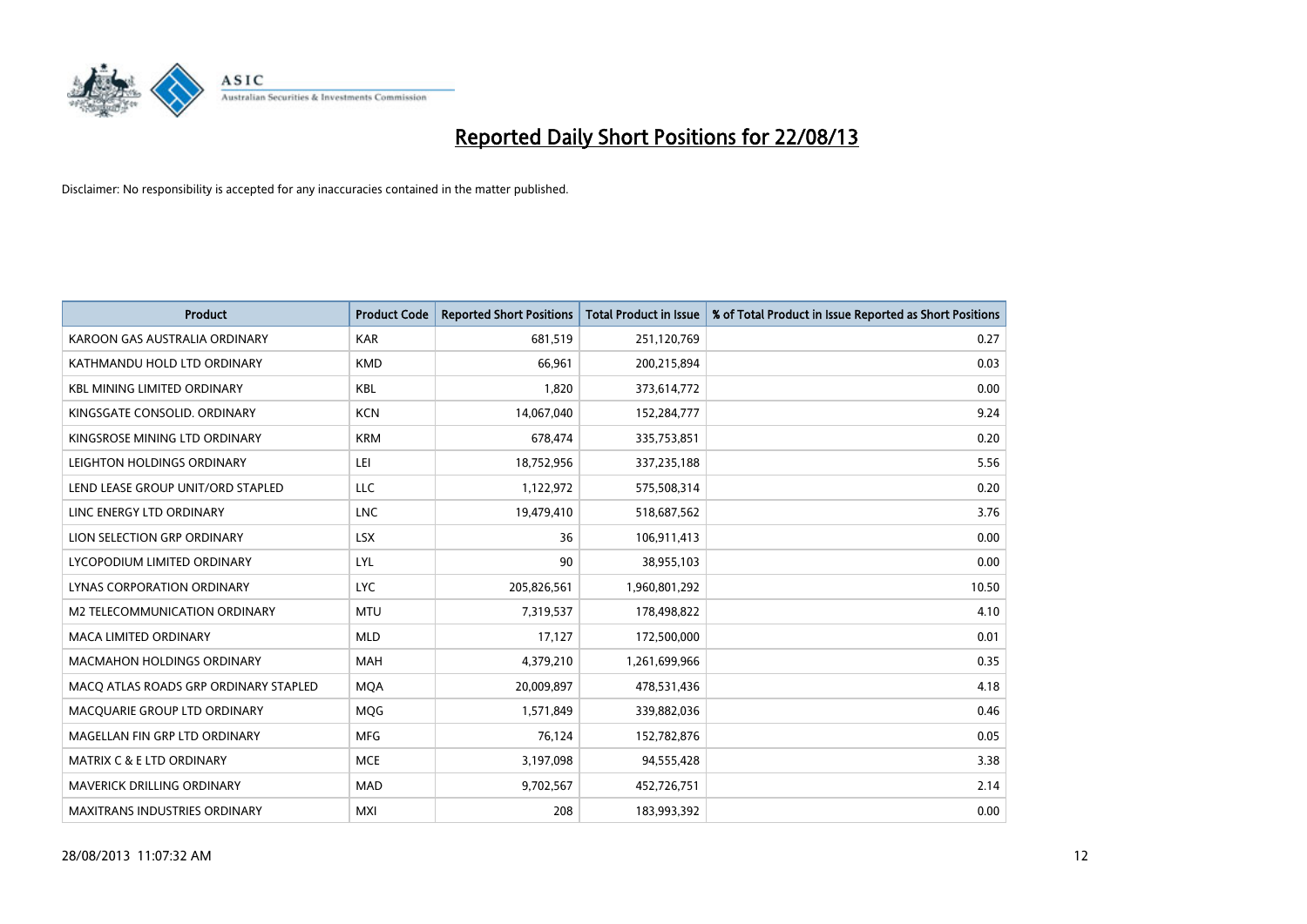# Reported Daily Short Positions for 22/08/13

Disclaimer: No responsibility is accepted for any inaccuracies contained in the matter published.

| Product | Product Code | Reported Short Positions | Total Product in Issue | % of Total Product in Issue Reported as Short Positions |
|---|---|---|---|---|
| KAROON GAS AUSTRALIA ORDINARY | KAR | 681,519 | 251,120,769 | 0.27 |
| KATHMANDU HOLD LTD ORDINARY | KMD | 66,961 | 200,215,894 | 0.03 |
| KBL MINING LIMITED ORDINARY | KBL | 1,820 | 373,614,772 | 0.00 |
| KINGSGATE CONSOLID. ORDINARY | KCN | 14,067,040 | 152,284,777 | 9.24 |
| KINGSROSE MINING LTD ORDINARY | KRM | 678,474 | 335,753,851 | 0.20 |
| LEIGHTON HOLDINGS ORDINARY | LEI | 18,752,956 | 337,235,188 | 5.56 |
| LEND LEASE GROUP UNIT/ORD STAPLED | LLC | 1,122,972 | 575,508,314 | 0.20 |
| LINC ENERGY LTD ORDINARY | LNC | 19,479,410 | 518,687,562 | 3.76 |
| LION SELECTION GRP ORDINARY | LSX | 36 | 106,911,413 | 0.00 |
| LYCOPODIUM LIMITED ORDINARY | LYL | 90 | 38,955,103 | 0.00 |
| LYNAS CORPORATION ORDINARY | LYC | 205,826,561 | 1,960,801,292 | 10.50 |
| M2 TELECOMMUNICATION ORDINARY | MTU | 7,319,537 | 178,498,822 | 4.10 |
| MACA LIMITED ORDINARY | MLD | 17,127 | 172,500,000 | 0.01 |
| MACMAHON HOLDINGS ORDINARY | MAH | 4,379,210 | 1,261,699,966 | 0.35 |
| MACQ ATLAS ROADS GRP ORDINARY STAPLED | MQA | 20,009,897 | 478,531,436 | 4.18 |
| MACQUARIE GROUP LTD ORDINARY | MQG | 1,571,849 | 339,882,036 | 0.46 |
| MAGELLAN FIN GRP LTD ORDINARY | MFG | 76,124 | 152,782,876 | 0.05 |
| MATRIX C & E LTD ORDINARY | MCE | 3,197,098 | 94,555,428 | 3.38 |
| MAVERICK DRILLING ORDINARY | MAD | 9,702,567 | 452,726,751 | 2.14 |
| MAXITRANS INDUSTRIES ORDINARY | MXI | 208 | 183,993,392 | 0.00 |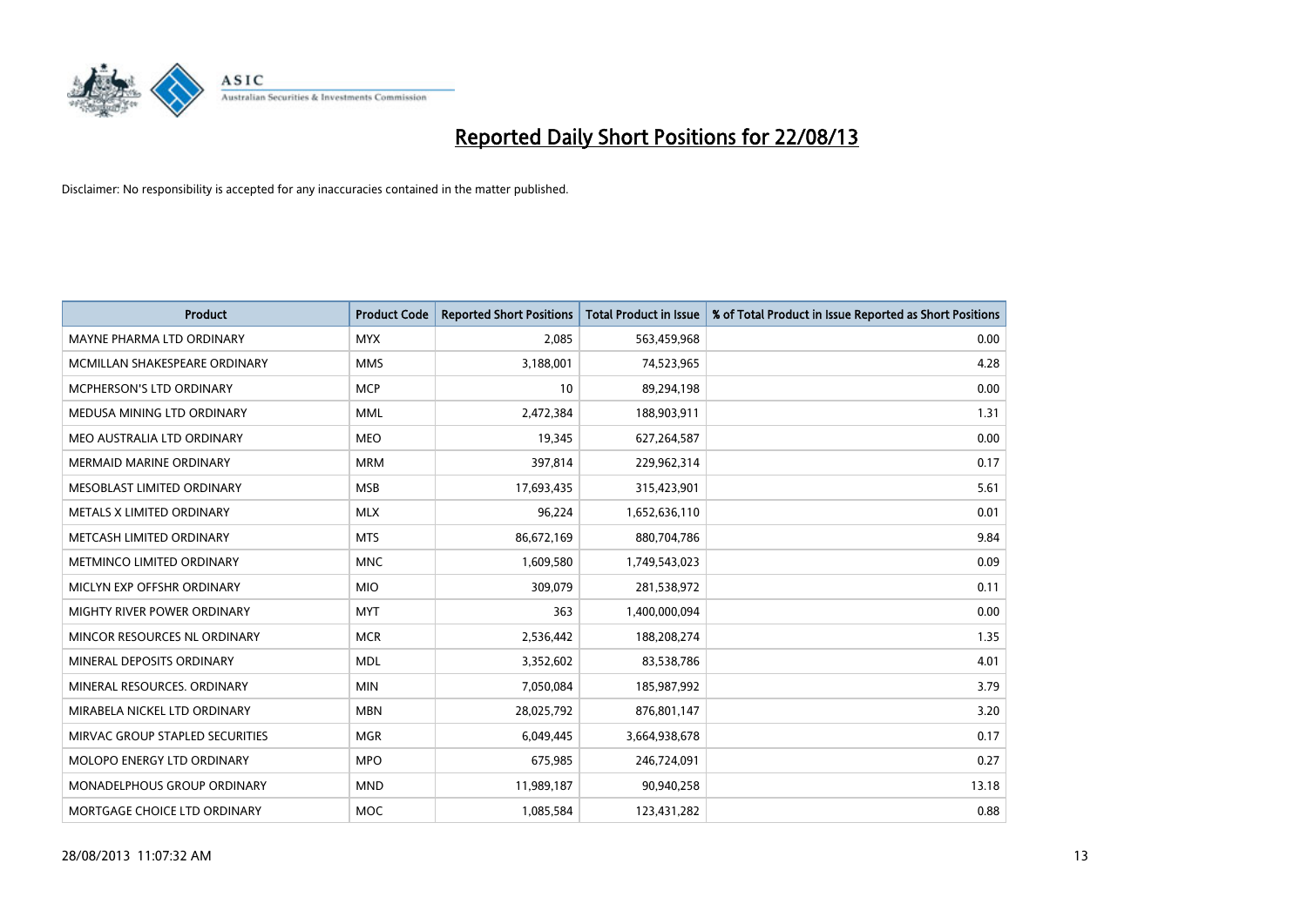# Reported Daily Short Positions for 22/08/13

Disclaimer: No responsibility is accepted for any inaccuracies contained in the matter published.

| Product | Product Code | Reported Short Positions | Total Product in Issue | % of Total Product in Issue Reported as Short Positions |
|---|---|---|---|---|
| MAYNE PHARMA LTD ORDINARY | MYX | 2,085 | 563,459,968 | 0.00 |
| MCMILLAN SHAKESPEARE ORDINARY | MMS | 3,188,001 | 74,523,965 | 4.28 |
| MCPHERSON'S LTD ORDINARY | MCP | 10 | 89,294,198 | 0.00 |
| MEDUSA MINING LTD ORDINARY | MML | 2,472,384 | 188,903,911 | 1.31 |
| MEO AUSTRALIA LTD ORDINARY | MEO | 19,345 | 627,264,587 | 0.00 |
| MERMAID MARINE ORDINARY | MRM | 397,814 | 229,962,314 | 0.17 |
| MESOBLAST LIMITED ORDINARY | MSB | 17,693,435 | 315,423,901 | 5.61 |
| METALS X LIMITED ORDINARY | MLX | 96,224 | 1,652,636,110 | 0.01 |
| METCASH LIMITED ORDINARY | MTS | 86,672,169 | 880,704,786 | 9.84 |
| METMINCO LIMITED ORDINARY | MNC | 1,609,580 | 1,749,543,023 | 0.09 |
| MICLYN EXP OFFSHR ORDINARY | MIO | 309,079 | 281,538,972 | 0.11 |
| MIGHTY RIVER POWER ORDINARY | MYT | 363 | 1,400,000,094 | 0.00 |
| MINCOR RESOURCES NL ORDINARY | MCR | 2,536,442 | 188,208,274 | 1.35 |
| MINERAL DEPOSITS ORDINARY | MDL | 3,352,602 | 83,538,786 | 4.01 |
| MINERAL RESOURCES. ORDINARY | MIN | 7,050,084 | 185,987,992 | 3.79 |
| MIRABELA NICKEL LTD ORDINARY | MBN | 28,025,792 | 876,801,147 | 3.20 |
| MIRVAC GROUP STAPLED SECURITIES | MGR | 6,049,445 | 3,664,938,678 | 0.17 |
| MOLOPO ENERGY LTD ORDINARY | MPO | 675,985 | 246,724,091 | 0.27 |
| MONADELPHOUS GROUP ORDINARY | MND | 11,989,187 | 90,940,258 | 13.18 |
| MORTGAGE CHOICE LTD ORDINARY | MOC | 1,085,584 | 123,431,282 | 0.88 |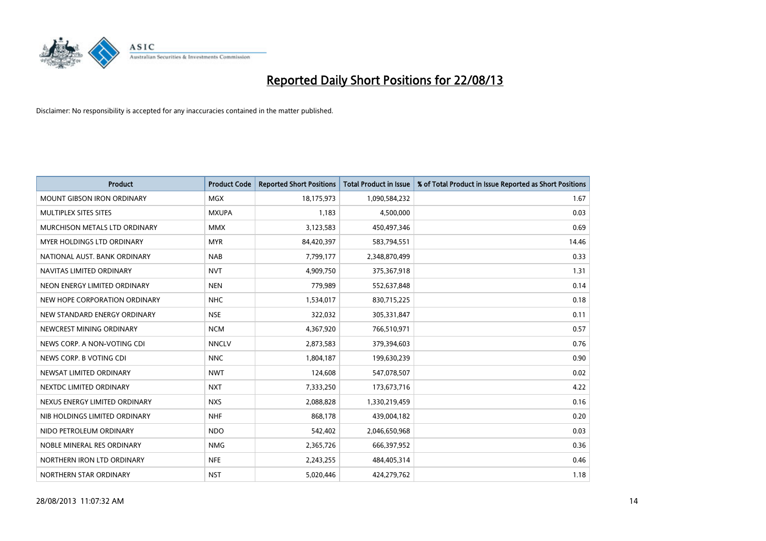# Reported Daily Short Positions for 22/08/13

Disclaimer: No responsibility is accepted for any inaccuracies contained in the matter published.

| Product | Product Code | Reported Short Positions | Total Product in Issue | % of Total Product in Issue Reported as Short Positions |
|---|---|---|---|---|
| MOUNT GIBSON IRON ORDINARY | MGX | 18,175,973 | 1,090,584,232 | 1.67 |
| MULTIPLEX SITES SITES | MXUPA | 1,183 | 4,500,000 | 0.03 |
| MURCHISON METALS LTD ORDINARY | MMX | 3,123,583 | 450,497,346 | 0.69 |
| MYER HOLDINGS LTD ORDINARY | MYR | 84,420,397 | 583,794,551 | 14.46 |
| NATIONAL AUST. BANK ORDINARY | NAB | 7,799,177 | 2,348,870,499 | 0.33 |
| NAVITAS LIMITED ORDINARY | NVT | 4,909,750 | 375,367,918 | 1.31 |
| NEON ENERGY LIMITED ORDINARY | NEN | 779,989 | 552,637,848 | 0.14 |
| NEW HOPE CORPORATION ORDINARY | NHC | 1,534,017 | 830,715,225 | 0.18 |
| NEW STANDARD ENERGY ORDINARY | NSE | 322,032 | 305,331,847 | 0.11 |
| NEWCREST MINING ORDINARY | NCM | 4,367,920 | 766,510,971 | 0.57 |
| NEWS CORP. A NON-VOTING CDI | NNCLV | 2,873,583 | 379,394,603 | 0.76 |
| NEWS CORP. B VOTING CDI | NNC | 1,804,187 | 199,630,239 | 0.90 |
| NEWSAT LIMITED ORDINARY | NWT | 124,608 | 547,078,507 | 0.02 |
| NEXTDC LIMITED ORDINARY | NXT | 7,333,250 | 173,673,716 | 4.22 |
| NEXUS ENERGY LIMITED ORDINARY | NXS | 2,088,828 | 1,330,219,459 | 0.16 |
| NIB HOLDINGS LIMITED ORDINARY | NHF | 868,178 | 439,004,182 | 0.20 |
| NIDO PETROLEUM ORDINARY | NDO | 542,402 | 2,046,650,968 | 0.03 |
| NOBLE MINERAL RES ORDINARY | NMG | 2,365,726 | 666,397,952 | 0.36 |
| NORTHERN IRON LTD ORDINARY | NFE | 2,243,255 | 484,405,314 | 0.46 |
| NORTHERN STAR ORDINARY | NST | 5,020,446 | 424,279,762 | 1.18 |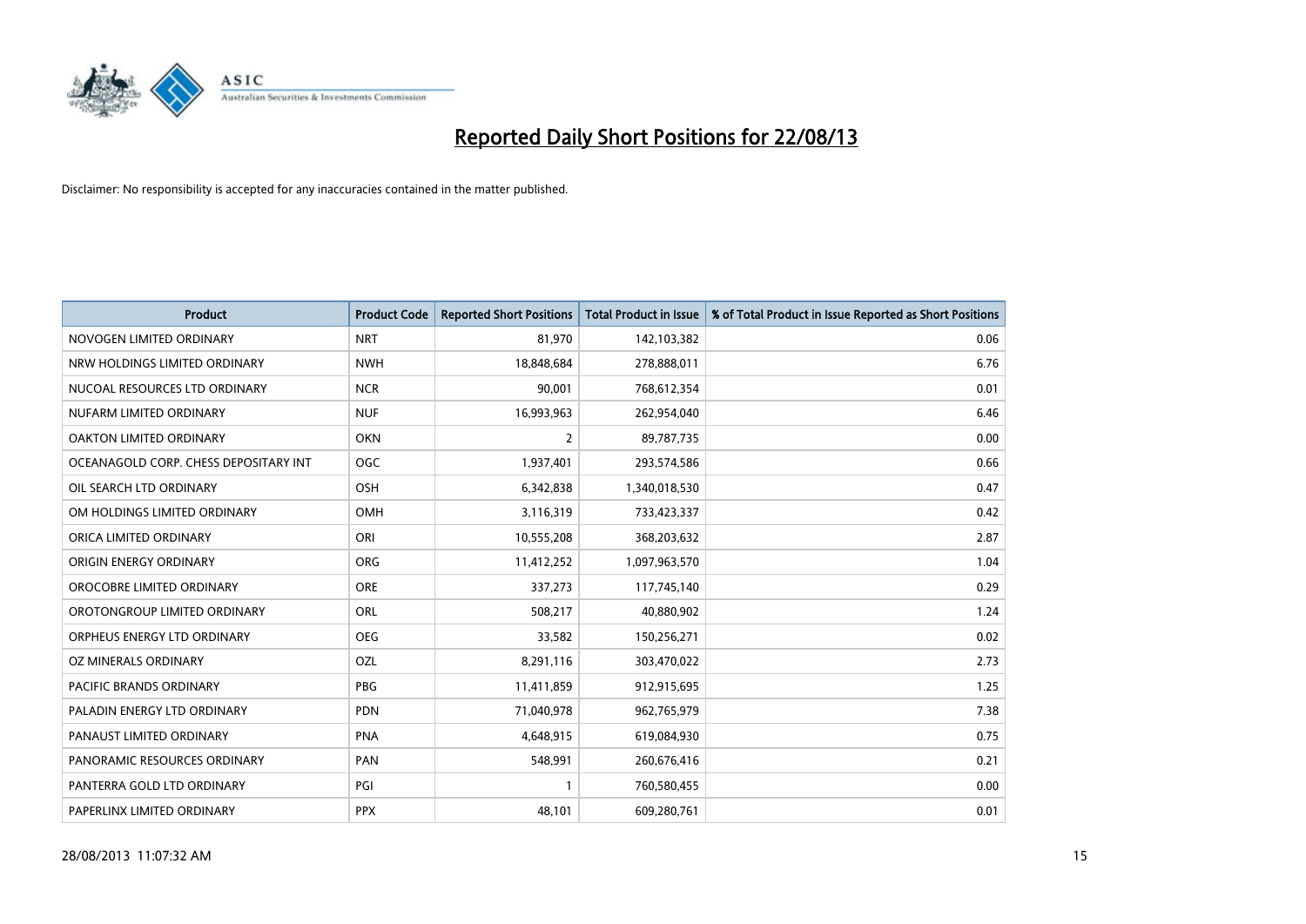# Reported Daily Short Positions for 22/08/13

Disclaimer: No responsibility is accepted for any inaccuracies contained in the matter published.

| Product | Product Code | Reported Short Positions | Total Product in Issue | % of Total Product in Issue Reported as Short Positions |
|---|---|---|---|---|
| NOVOGEN LIMITED ORDINARY | NRT | 81,970 | 142,103,382 | 0.06 |
| NRW HOLDINGS LIMITED ORDINARY | NWH | 18,848,684 | 278,888,011 | 6.76 |
| NUCOAL RESOURCES LTD ORDINARY | NCR | 90,001 | 768,612,354 | 0.01 |
| NUFARM LIMITED ORDINARY | NUF | 16,993,963 | 262,954,040 | 6.46 |
| OAKTON LIMITED ORDINARY | OKN | 2 | 89,787,735 | 0.00 |
| OCEANAGOLD CORP. CHESS DEPOSITARY INT | OGC | 1,937,401 | 293,574,586 | 0.66 |
| OIL SEARCH LTD ORDINARY | OSH | 6,342,838 | 1,340,018,530 | 0.47 |
| OM HOLDINGS LIMITED ORDINARY | OMH | 3,116,319 | 733,423,337 | 0.42 |
| ORICA LIMITED ORDINARY | ORI | 10,555,208 | 368,203,632 | 2.87 |
| ORIGIN ENERGY ORDINARY | ORG | 11,412,252 | 1,097,963,570 | 1.04 |
| OROCOBRE LIMITED ORDINARY | ORE | 337,273 | 117,745,140 | 0.29 |
| OROTONGROUP LIMITED ORDINARY | ORL | 508,217 | 40,880,902 | 1.24 |
| ORPHEUS ENERGY LTD ORDINARY | OEG | 33,582 | 150,256,271 | 0.02 |
| OZ MINERALS ORDINARY | OZL | 8,291,116 | 303,470,022 | 2.73 |
| PACIFIC BRANDS ORDINARY | PBG | 11,411,859 | 912,915,695 | 1.25 |
| PALADIN ENERGY LTD ORDINARY | PDN | 71,040,978 | 962,765,979 | 7.38 |
| PANAUST LIMITED ORDINARY | PNA | 4,648,915 | 619,084,930 | 0.75 |
| PANORAMIC RESOURCES ORDINARY | PAN | 548,991 | 260,676,416 | 0.21 |
| PANTERRA GOLD LTD ORDINARY | PGI | 1 | 760,580,455 | 0.00 |
| PAPERLINX LIMITED ORDINARY | PPX | 48,101 | 609,280,761 | 0.01 |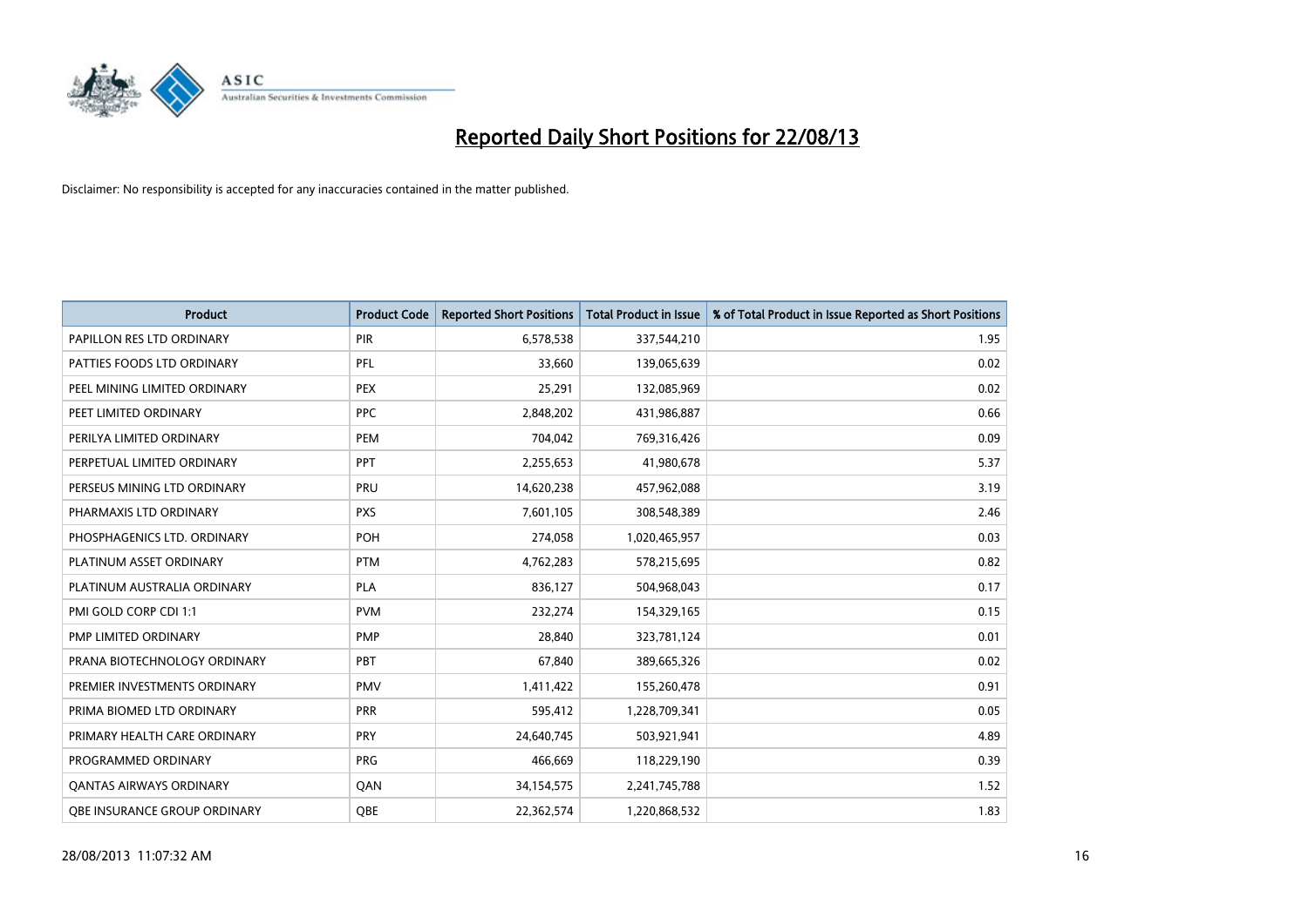# Reported Daily Short Positions for 22/08/13

Disclaimer: No responsibility is accepted for any inaccuracies contained in the matter published.

| Product | Product Code | Reported Short Positions | Total Product in Issue | % of Total Product in Issue Reported as Short Positions |
|---|---|---|---|---|
| PAPILLON RES LTD ORDINARY | PIR | 6,578,538 | 337,544,210 | 1.95 |
| PATTIES FOODS LTD ORDINARY | PFL | 33,660 | 139,065,639 | 0.02 |
| PEEL MINING LIMITED ORDINARY | PEX | 25,291 | 132,085,969 | 0.02 |
| PEET LIMITED ORDINARY | PPC | 2,848,202 | 431,986,887 | 0.66 |
| PERILYA LIMITED ORDINARY | PEM | 704,042 | 769,316,426 | 0.09 |
| PERPETUAL LIMITED ORDINARY | PPT | 2,255,653 | 41,980,678 | 5.37 |
| PERSEUS MINING LTD ORDINARY | PRU | 14,620,238 | 457,962,088 | 3.19 |
| PHARMAXIS LTD ORDINARY | PXS | 7,601,105 | 308,548,389 | 2.46 |
| PHOSPHAGENICS LTD. ORDINARY | POH | 274,058 | 1,020,465,957 | 0.03 |
| PLATINUM ASSET ORDINARY | PTM | 4,762,283 | 578,215,695 | 0.82 |
| PLATINUM AUSTRALIA ORDINARY | PLA | 836,127 | 504,968,043 | 0.17 |
| PMI GOLD CORP CDI 1:1 | PVM | 232,274 | 154,329,165 | 0.15 |
| PMP LIMITED ORDINARY | PMP | 28,840 | 323,781,124 | 0.01 |
| PRANA BIOTECHNOLOGY ORDINARY | PBT | 67,840 | 389,665,326 | 0.02 |
| PREMIER INVESTMENTS ORDINARY | PMV | 1,411,422 | 155,260,478 | 0.91 |
| PRIMA BIOMED LTD ORDINARY | PRR | 595,412 | 1,228,709,341 | 0.05 |
| PRIMARY HEALTH CARE ORDINARY | PRY | 24,640,745 | 503,921,941 | 4.89 |
| PROGRAMMED ORDINARY | PRG | 466,669 | 118,229,190 | 0.39 |
| QANTAS AIRWAYS ORDINARY | QAN | 34,154,575 | 2,241,745,788 | 1.52 |
| QBE INSURANCE GROUP ORDINARY | QBE | 22,362,574 | 1,220,868,532 | 1.83 |

28/08/2013 11:07:32 AM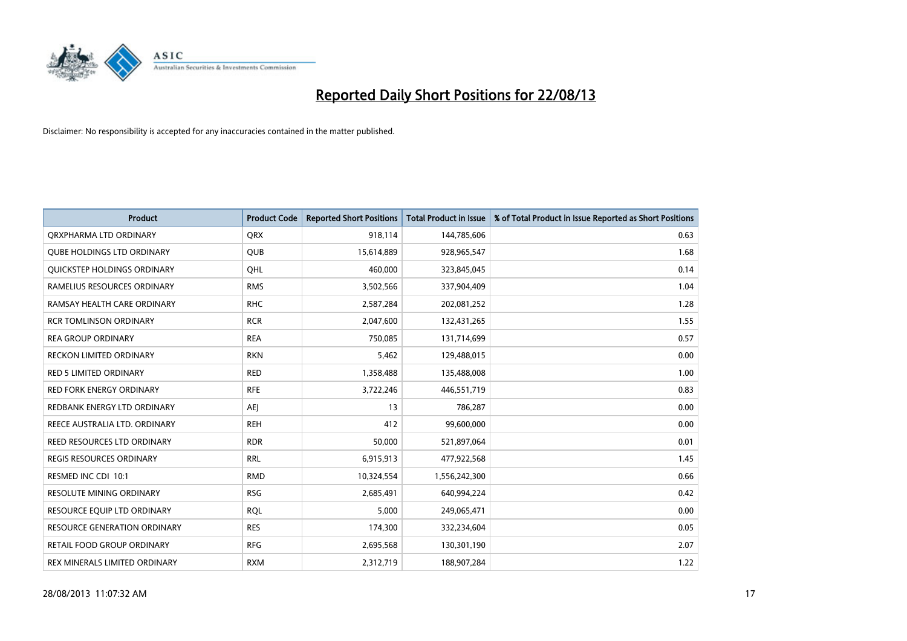# Reported Daily Short Positions for 22/08/13

Disclaimer: No responsibility is accepted for any inaccuracies contained in the matter published.

| Product | Product Code | Reported Short Positions | Total Product in Issue | % of Total Product in Issue Reported as Short Positions |
|---|---|---|---|---|
| QRXPHARMA LTD ORDINARY | QRX | 918,114 | 144,785,606 | 0.63 |
| QUBE HOLDINGS LTD ORDINARY | QUB | 15,614,889 | 928,965,547 | 1.68 |
| QUICKSTEP HOLDINGS ORDINARY | QHL | 460,000 | 323,845,045 | 0.14 |
| RAMELIUS RESOURCES ORDINARY | RMS | 3,502,566 | 337,904,409 | 1.04 |
| RAMSAY HEALTH CARE ORDINARY | RHC | 2,587,284 | 202,081,252 | 1.28 |
| RCR TOMLINSON ORDINARY | RCR | 2,047,600 | 132,431,265 | 1.55 |
| REA GROUP ORDINARY | REA | 750,085 | 131,714,699 | 0.57 |
| RECKON LIMITED ORDINARY | RKN | 5,462 | 129,488,015 | 0.00 |
| RED 5 LIMITED ORDINARY | RED | 1,358,488 | 135,488,008 | 1.00 |
| RED FORK ENERGY ORDINARY | RFE | 3,722,246 | 446,551,719 | 0.83 |
| REDBANK ENERGY LTD ORDINARY | AEJ | 13 | 786,287 | 0.00 |
| REECE AUSTRALIA LTD. ORDINARY | REH | 412 | 99,600,000 | 0.00 |
| REED RESOURCES LTD ORDINARY | RDR | 50,000 | 521,897,064 | 0.01 |
| REGIS RESOURCES ORDINARY | RRL | 6,915,913 | 477,922,568 | 1.45 |
| RESMED INC CDI 10:1 | RMD | 10,324,554 | 1,556,242,300 | 0.66 |
| RESOLUTE MINING ORDINARY | RSG | 2,685,491 | 640,994,224 | 0.42 |
| RESOURCE EQUIP LTD ORDINARY | RQL | 5,000 | 249,065,471 | 0.00 |
| RESOURCE GENERATION ORDINARY | RES | 174,300 | 332,234,604 | 0.05 |
| RETAIL FOOD GROUP ORDINARY | RFG | 2,695,568 | 130,301,190 | 2.07 |
| REX MINERALS LIMITED ORDINARY | RXM | 2,312,719 | 188,907,284 | 1.22 |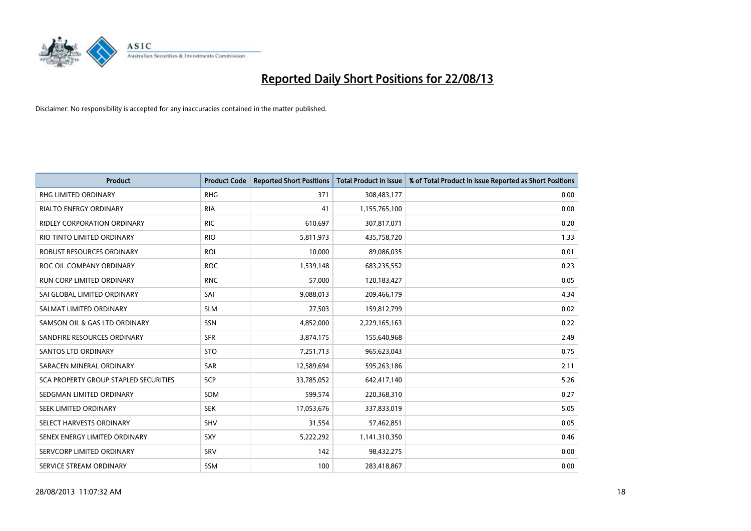# Reported Daily Short Positions for 22/08/13

Disclaimer: No responsibility is accepted for any inaccuracies contained in the matter published.

| Product | Product Code | Reported Short Positions | Total Product in Issue | % of Total Product in Issue Reported as Short Positions |
|---|---|---|---|---|
| RHG LIMITED ORDINARY | RHG | 371 | 308,483,177 | 0.00 |
| RIALTO ENERGY ORDINARY | RIA | 41 | 1,155,765,100 | 0.00 |
| RIDLEY CORPORATION ORDINARY | RIC | 610,697 | 307,817,071 | 0.20 |
| RIO TINTO LIMITED ORDINARY | RIO | 5,811,973 | 435,758,720 | 1.33 |
| ROBUST RESOURCES ORDINARY | ROL | 10,000 | 89,086,035 | 0.01 |
| ROC OIL COMPANY ORDINARY | ROC | 1,539,148 | 683,235,552 | 0.23 |
| RUN CORP LIMITED ORDINARY | RNC | 57,000 | 120,183,427 | 0.05 |
| SAI GLOBAL LIMITED ORDINARY | SAI | 9,088,013 | 209,466,179 | 4.34 |
| SALMAT LIMITED ORDINARY | SLM | 27,503 | 159,812,799 | 0.02 |
| SAMSON OIL & GAS LTD ORDINARY | SSN | 4,852,000 | 2,229,165,163 | 0.22 |
| SANDFIRE RESOURCES ORDINARY | SFR | 3,874,175 | 155,640,968 | 2.49 |
| SANTOS LTD ORDINARY | STO | 7,251,713 | 965,623,043 | 0.75 |
| SARACEN MINERAL ORDINARY | SAR | 12,589,694 | 595,263,186 | 2.11 |
| SCA PROPERTY GROUP STAPLED SECURITIES | SCP | 33,785,052 | 642,417,140 | 5.26 |
| SEDGMAN LIMITED ORDINARY | SDM | 599,574 | 220,368,310 | 0.27 |
| SEEK LIMITED ORDINARY | SEK | 17,053,676 | 337,833,019 | 5.05 |
| SELECT HARVESTS ORDINARY | SHV | 31,554 | 57,462,851 | 0.05 |
| SENEX ENERGY LIMITED ORDINARY | SXY | 5,222,292 | 1,141,310,350 | 0.46 |
| SERVCORP LIMITED ORDINARY | SRV | 142 | 98,432,275 | 0.00 |
| SERVICE STREAM ORDINARY | SSM | 100 | 283,418,867 | 0.00 |

28/08/2013 11:07:32 AM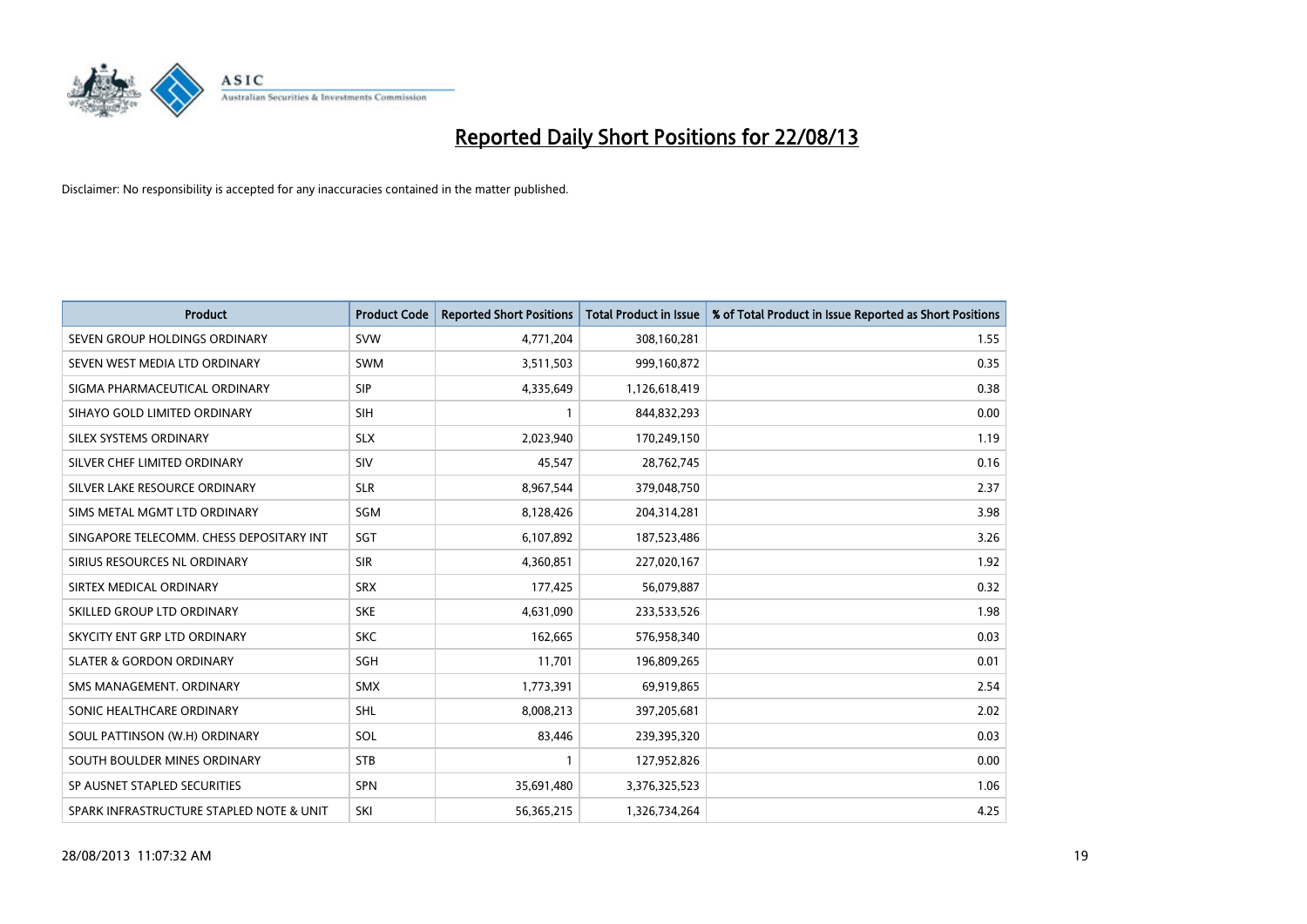# Reported Daily Short Positions for 22/08/13

Disclaimer: No responsibility is accepted for any inaccuracies contained in the matter published.

| Product | Product Code | Reported Short Positions | Total Product in Issue | % of Total Product in Issue Reported as Short Positions |
| --- | --- | --- | --- | --- |
| SEVEN GROUP HOLDINGS ORDINARY | SVW | 4,771,204 | 308,160,281 | 1.55 |
| SEVEN WEST MEDIA LTD ORDINARY | SWM | 3,511,503 | 999,160,872 | 0.35 |
| SIGMA PHARMACEUTICAL ORDINARY | SIP | 4,335,649 | 1,126,618,419 | 0.38 |
| SIHAYO GOLD LIMITED ORDINARY | SIH | 1 | 844,832,293 | 0.00 |
| SILEX SYSTEMS ORDINARY | SLX | 2,023,940 | 170,249,150 | 1.19 |
| SILVER CHEF LIMITED ORDINARY | SIV | 45,547 | 28,762,745 | 0.16 |
| SILVER LAKE RESOURCE ORDINARY | SLR | 8,967,544 | 379,048,750 | 2.37 |
| SIMS METAL MGMT LTD ORDINARY | SGM | 8,128,426 | 204,314,281 | 3.98 |
| SINGAPORE TELECOMM. CHESS DEPOSITARY INT | SGT | 6,107,892 | 187,523,486 | 3.26 |
| SIRIUS RESOURCES NL ORDINARY | SIR | 4,360,851 | 227,020,167 | 1.92 |
| SIRTEX MEDICAL ORDINARY | SRX | 177,425 | 56,079,887 | 0.32 |
| SKILLED GROUP LTD ORDINARY | SKE | 4,631,090 | 233,533,526 | 1.98 |
| SKYCITY ENT GRP LTD ORDINARY | SKC | 162,665 | 576,958,340 | 0.03 |
| SLATER & GORDON ORDINARY | SGH | 11,701 | 196,809,265 | 0.01 |
| SMS MANAGEMENT. ORDINARY | SMX | 1,773,391 | 69,919,865 | 2.54 |
| SONIC HEALTHCARE ORDINARY | SHL | 8,008,213 | 397,205,681 | 2.02 |
| SOUL PATTINSON (W.H) ORDINARY | SOL | 83,446 | 239,395,320 | 0.03 |
| SOUTH BOULDER MINES ORDINARY | STB | 1 | 127,952,826 | 0.00 |
| SP AUSNET STAPLED SECURITIES | SPN | 35,691,480 | 3,376,325,523 | 1.06 |
| SPARK INFRASTRUCTURE STAPLED NOTE & UNIT | SKI | 56,365,215 | 1,326,734,264 | 4.25 |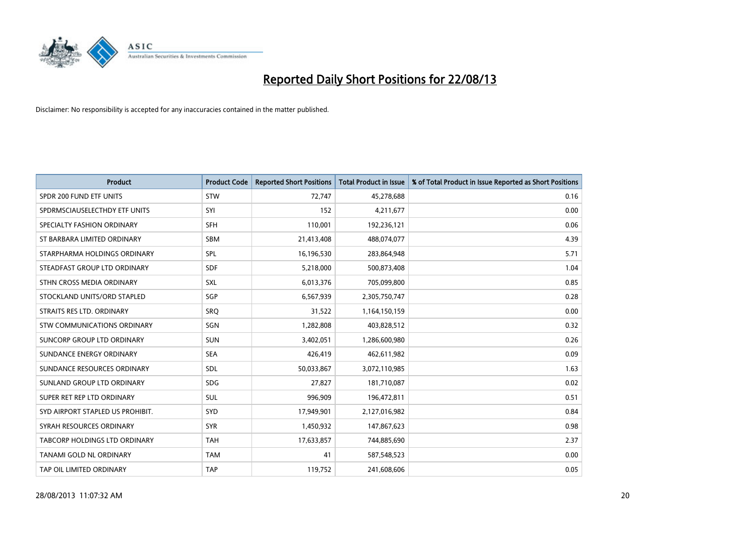# Reported Daily Short Positions for 22/08/13

Disclaimer: No responsibility is accepted for any inaccuracies contained in the matter published.

| Product | Product Code | Reported Short Positions | Total Product in Issue | % of Total Product in Issue Reported as Short Positions |
|---|---|---|---|---|
| SPDR 200 FUND ETF UNITS | STW | 72,747 | 45,278,688 | 0.16 |
| SPDRMSCIAUSELECTHDY ETF UNITS | SYI | 152 | 4,211,677 | 0.00 |
| SPECIALTY FASHION ORDINARY | SFH | 110,001 | 192,236,121 | 0.06 |
| ST BARBARA LIMITED ORDINARY | SBM | 21,413,408 | 488,074,077 | 4.39 |
| STARPHARMA HOLDINGS ORDINARY | SPL | 16,196,530 | 283,864,948 | 5.71 |
| STEADFAST GROUP LTD ORDINARY | SDF | 5,218,000 | 500,873,408 | 1.04 |
| STHN CROSS MEDIA ORDINARY | SXL | 6,013,376 | 705,099,800 | 0.85 |
| STOCKLAND UNITS/ORD STAPLED | SGP | 6,567,939 | 2,305,750,747 | 0.28 |
| STRAITS RES LTD. ORDINARY | SRQ | 31,522 | 1,164,150,159 | 0.00 |
| STW COMMUNICATIONS ORDINARY | SGN | 1,282,808 | 403,828,512 | 0.32 |
| SUNCORP GROUP LTD ORDINARY | SUN | 3,402,051 | 1,286,600,980 | 0.26 |
| SUNDANCE ENERGY ORDINARY | SEA | 426,419 | 462,611,982 | 0.09 |
| SUNDANCE RESOURCES ORDINARY | SDL | 50,033,867 | 3,072,110,985 | 1.63 |
| SUNLAND GROUP LTD ORDINARY | SDG | 27,827 | 181,710,087 | 0.02 |
| SUPER RET REP LTD ORDINARY | SUL | 996,909 | 196,472,811 | 0.51 |
| SYD AIRPORT STAPLED US PROHIBIT. | SYD | 17,949,901 | 2,127,016,982 | 0.84 |
| SYRAH RESOURCES ORDINARY | SYR | 1,450,932 | 147,867,623 | 0.98 |
| TABCORP HOLDINGS LTD ORDINARY | TAH | 17,633,857 | 744,885,690 | 2.37 |
| TANAMI GOLD NL ORDINARY | TAM | 41 | 587,548,523 | 0.00 |
| TAP OIL LIMITED ORDINARY | TAP | 119,752 | 241,608,606 | 0.05 |

28/08/2013 11:07:32 AM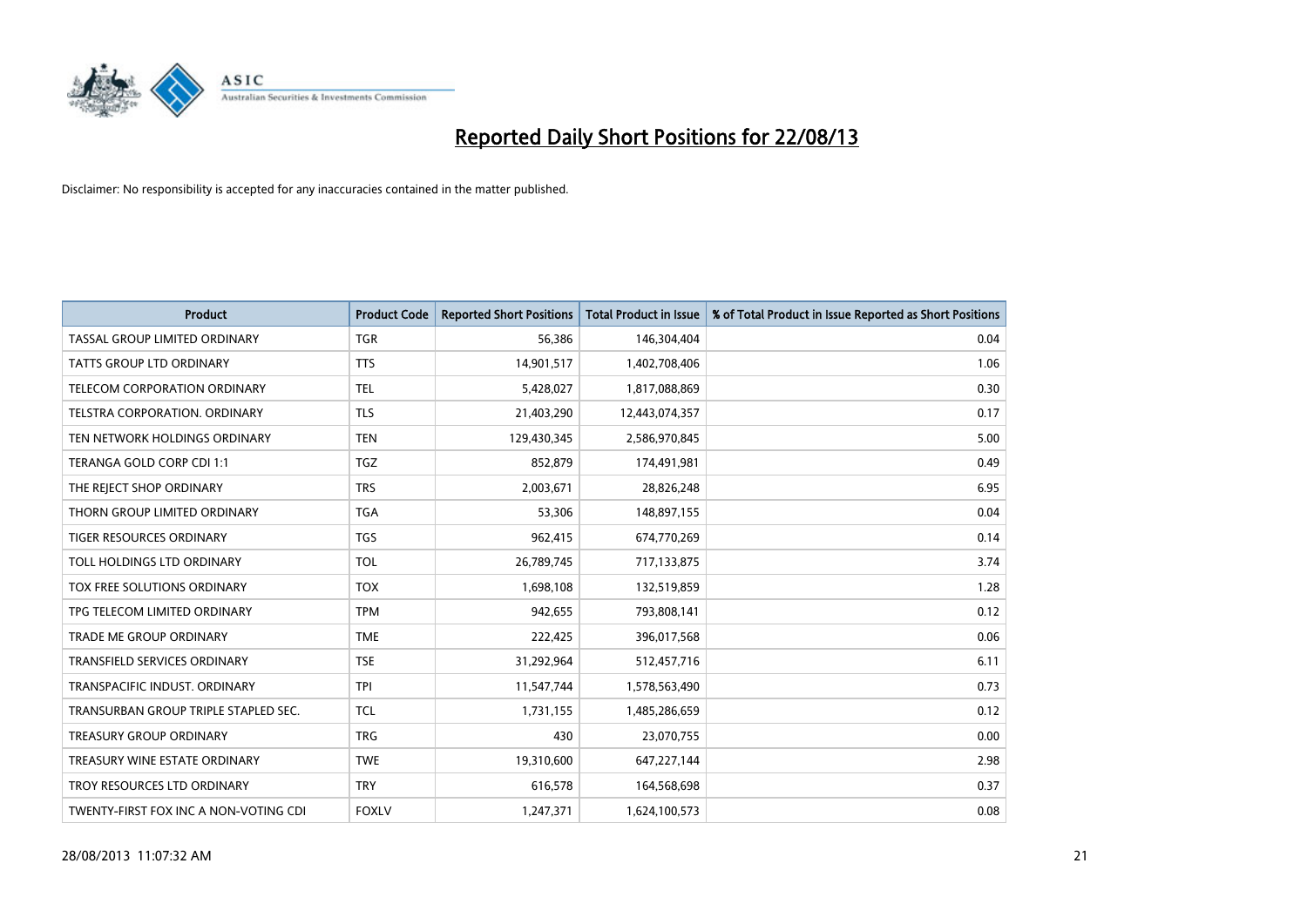# Reported Daily Short Positions for 22/08/13

Disclaimer: No responsibility is accepted for any inaccuracies contained in the matter published.

| Product | Product Code | Reported Short Positions | Total Product in Issue | % of Total Product in Issue Reported as Short Positions |
|---|---|---|---|---|
| TASSAL GROUP LIMITED ORDINARY | TGR | 56,386 | 146,304,404 | 0.04 |
| TATTS GROUP LTD ORDINARY | TTS | 14,901,517 | 1,402,708,406 | 1.06 |
| TELECOM CORPORATION ORDINARY | TEL | 5,428,027 | 1,817,088,869 | 0.30 |
| TELSTRA CORPORATION. ORDINARY | TLS | 21,403,290 | 12,443,074,357 | 0.17 |
| TEN NETWORK HOLDINGS ORDINARY | TEN | 129,430,345 | 2,586,970,845 | 5.00 |
| TERANGA GOLD CORP CDI 1:1 | TGZ | 852,879 | 174,491,981 | 0.49 |
| THE REJECT SHOP ORDINARY | TRS | 2,003,671 | 28,826,248 | 6.95 |
| THORN GROUP LIMITED ORDINARY | TGA | 53,306 | 148,897,155 | 0.04 |
| TIGER RESOURCES ORDINARY | TGS | 962,415 | 674,770,269 | 0.14 |
| TOLL HOLDINGS LTD ORDINARY | TOL | 26,789,745 | 717,133,875 | 3.74 |
| TOX FREE SOLUTIONS ORDINARY | TOX | 1,698,108 | 132,519,859 | 1.28 |
| TPG TELECOM LIMITED ORDINARY | TPM | 942,655 | 793,808,141 | 0.12 |
| TRADE ME GROUP ORDINARY | TME | 222,425 | 396,017,568 | 0.06 |
| TRANSFIELD SERVICES ORDINARY | TSE | 31,292,964 | 512,457,716 | 6.11 |
| TRANSPACIFIC INDUST. ORDINARY | TPI | 11,547,744 | 1,578,563,490 | 0.73 |
| TRANSURBAN GROUP TRIPLE STAPLED SEC. | TCL | 1,731,155 | 1,485,286,659 | 0.12 |
| TREASURY GROUP ORDINARY | TRG | 430 | 23,070,755 | 0.00 |
| TREASURY WINE ESTATE ORDINARY | TWE | 19,310,600 | 647,227,144 | 2.98 |
| TROY RESOURCES LTD ORDINARY | TRY | 616,578 | 164,568,698 | 0.37 |
| TWENTY-FIRST FOX INC A NON-VOTING CDI | FOXLV | 1,247,371 | 1,624,100,573 | 0.08 |

28/08/2013 11:07:32 AM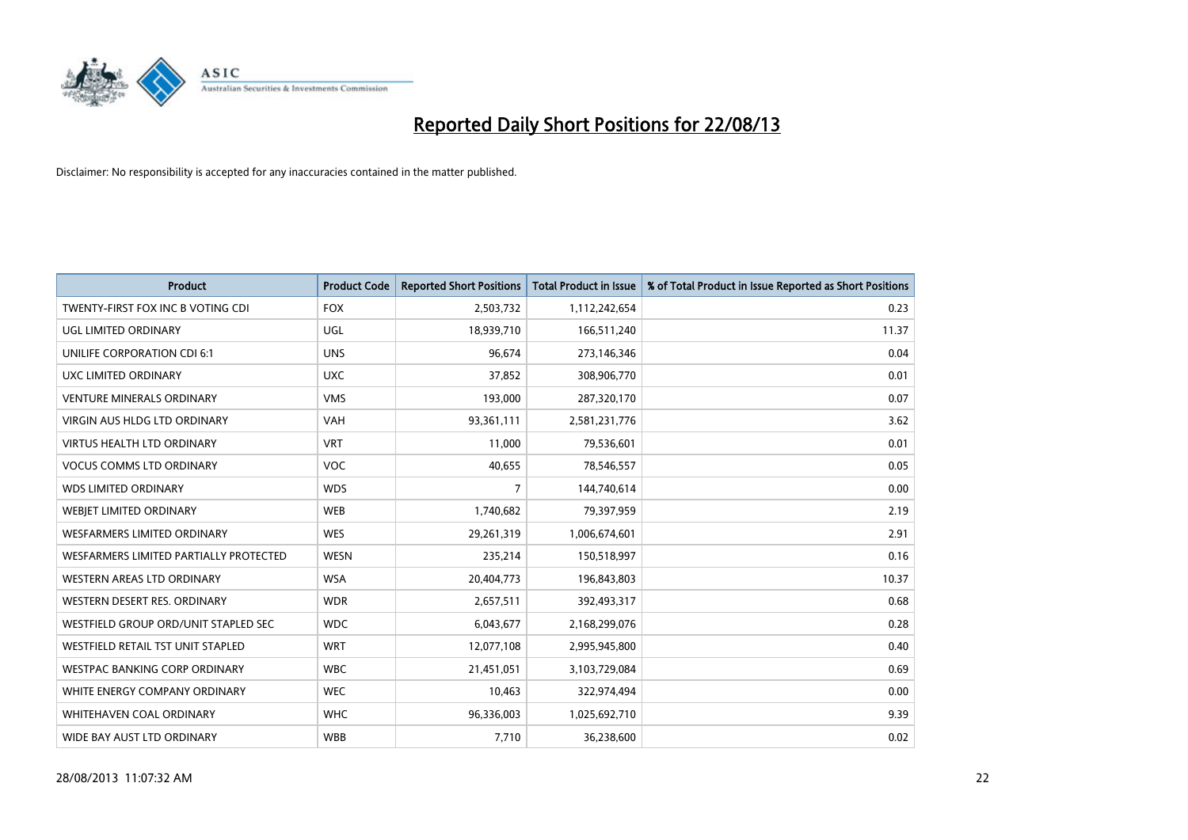# Reported Daily Short Positions for 22/08/13

Disclaimer: No responsibility is accepted for any inaccuracies contained in the matter published.

| Product | Product Code | Reported Short Positions | Total Product in Issue | % of Total Product in Issue Reported as Short Positions |
|---|---|---|---|---|
| TWENTY-FIRST FOX INC B VOTING CDI | FOX | 2,503,732 | 1,112,242,654 | 0.23 |
| UGL LIMITED ORDINARY | UGL | 18,939,710 | 166,511,240 | 11.37 |
| UNILIFE CORPORATION CDI 6:1 | UNS | 96,674 | 273,146,346 | 0.04 |
| UXC LIMITED ORDINARY | UXC | 37,852 | 308,906,770 | 0.01 |
| VENTURE MINERALS ORDINARY | VMS | 193,000 | 287,320,170 | 0.07 |
| VIRGIN AUS HLDG LTD ORDINARY | VAH | 93,361,111 | 2,581,231,776 | 3.62 |
| VIRTUS HEALTH LTD ORDINARY | VRT | 11,000 | 79,536,601 | 0.01 |
| VOCUS COMMS LTD ORDINARY | VOC | 40,655 | 78,546,557 | 0.05 |
| WDS LIMITED ORDINARY | WDS | 7 | 144,740,614 | 0.00 |
| WEBJET LIMITED ORDINARY | WEB | 1,740,682 | 79,397,959 | 2.19 |
| WESFARMERS LIMITED ORDINARY | WES | 29,261,319 | 1,006,674,601 | 2.91 |
| WESFARMERS LIMITED PARTIALLY PROTECTED | WESN | 235,214 | 150,518,997 | 0.16 |
| WESTERN AREAS LTD ORDINARY | WSA | 20,404,773 | 196,843,803 | 10.37 |
| WESTERN DESERT RES. ORDINARY | WDR | 2,657,511 | 392,493,317 | 0.68 |
| WESTFIELD GROUP ORD/UNIT STAPLED SEC | WDC | 6,043,677 | 2,168,299,076 | 0.28 |
| WESTFIELD RETAIL TST UNIT STAPLED | WRT | 12,077,108 | 2,995,945,800 | 0.40 |
| WESTPAC BANKING CORP ORDINARY | WBC | 21,451,051 | 3,103,729,084 | 0.69 |
| WHITE ENERGY COMPANY ORDINARY | WEC | 10,463 | 322,974,494 | 0.00 |
| WHITEHAVEN COAL ORDINARY | WHC | 96,336,003 | 1,025,692,710 | 9.39 |
| WIDE BAY AUST LTD ORDINARY | WBB | 7,710 | 36,238,600 | 0.02 |

28/08/2013 11:07:32 AM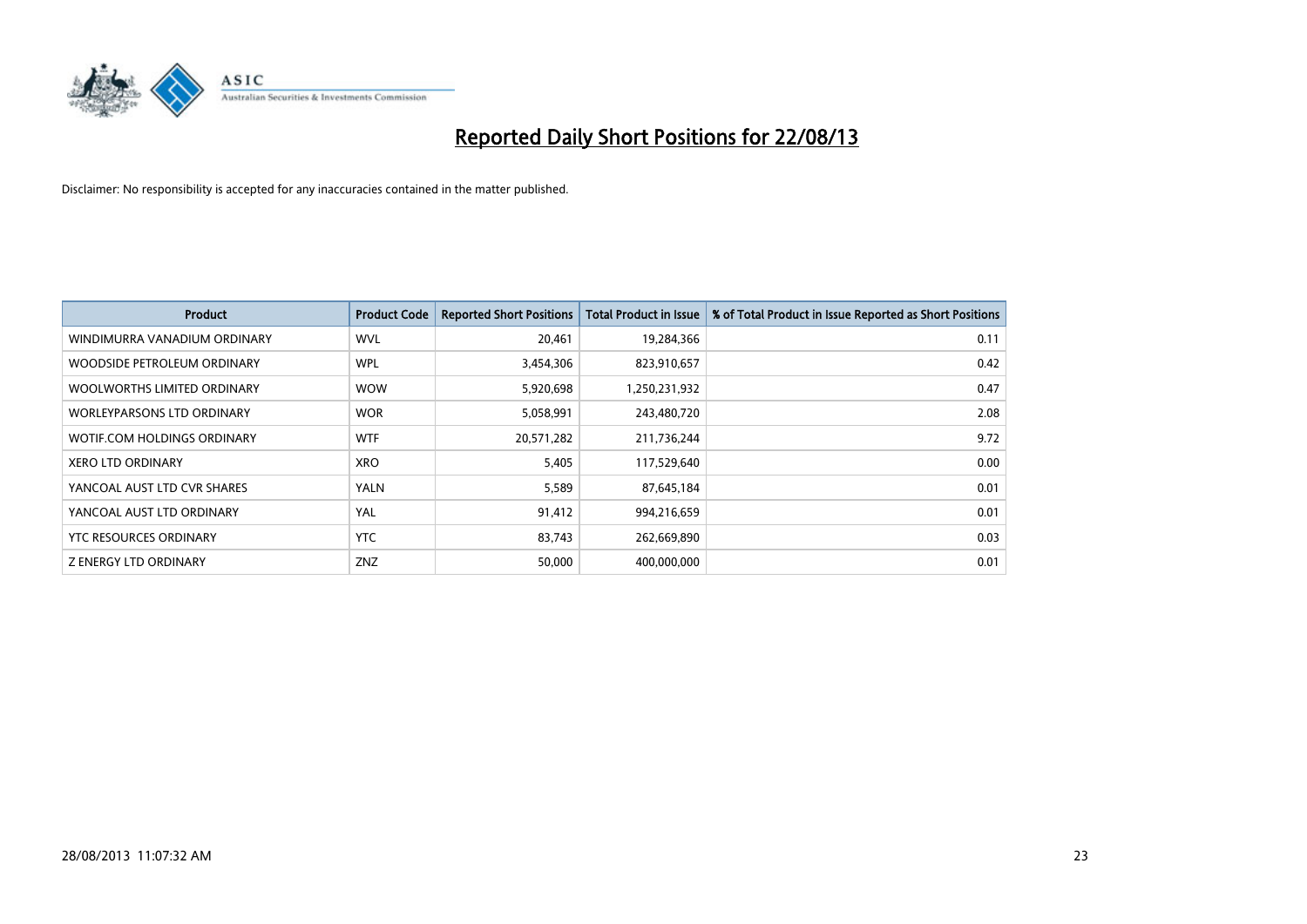# Reported Daily Short Positions for 22/08/13

Disclaimer: No responsibility is accepted for any inaccuracies contained in the matter published.

| Product | Product Code | Reported Short Positions | Total Product in Issue | % of Total Product in Issue Reported as Short Positions |
|---|---|---|---|---|
| WINDIMURRA VANADIUM ORDINARY | WVL | 20,461 | 19,284,366 | 0.11 |
| WOODSIDE PETROLEUM ORDINARY | WPL | 3,454,306 | 823,910,657 | 0.42 |
| WOOLWORTHS LIMITED ORDINARY | WOW | 5,920,698 | 1,250,231,932 | 0.47 |
| WORLEYPARSONS LTD ORDINARY | WOR | 5,058,991 | 243,480,720 | 2.08 |
| WOTIF.COM HOLDINGS ORDINARY | WTF | 20,571,282 | 211,736,244 | 9.72 |
| XERO LTD ORDINARY | XRO | 5,405 | 117,529,640 | 0.00 |
| YANCOAL AUST LTD CVR SHARES | YALN | 5,589 | 87,645,184 | 0.01 |
| YANCOAL AUST LTD ORDINARY | YAL | 91,412 | 994,216,659 | 0.01 |
| YTC RESOURCES ORDINARY | YTC | 83,743 | 262,669,890 | 0.03 |
| Z ENERGY LTD ORDINARY | ZNZ | 50,000 | 400,000,000 | 0.01 |

28/08/2013 11:07:32 AM